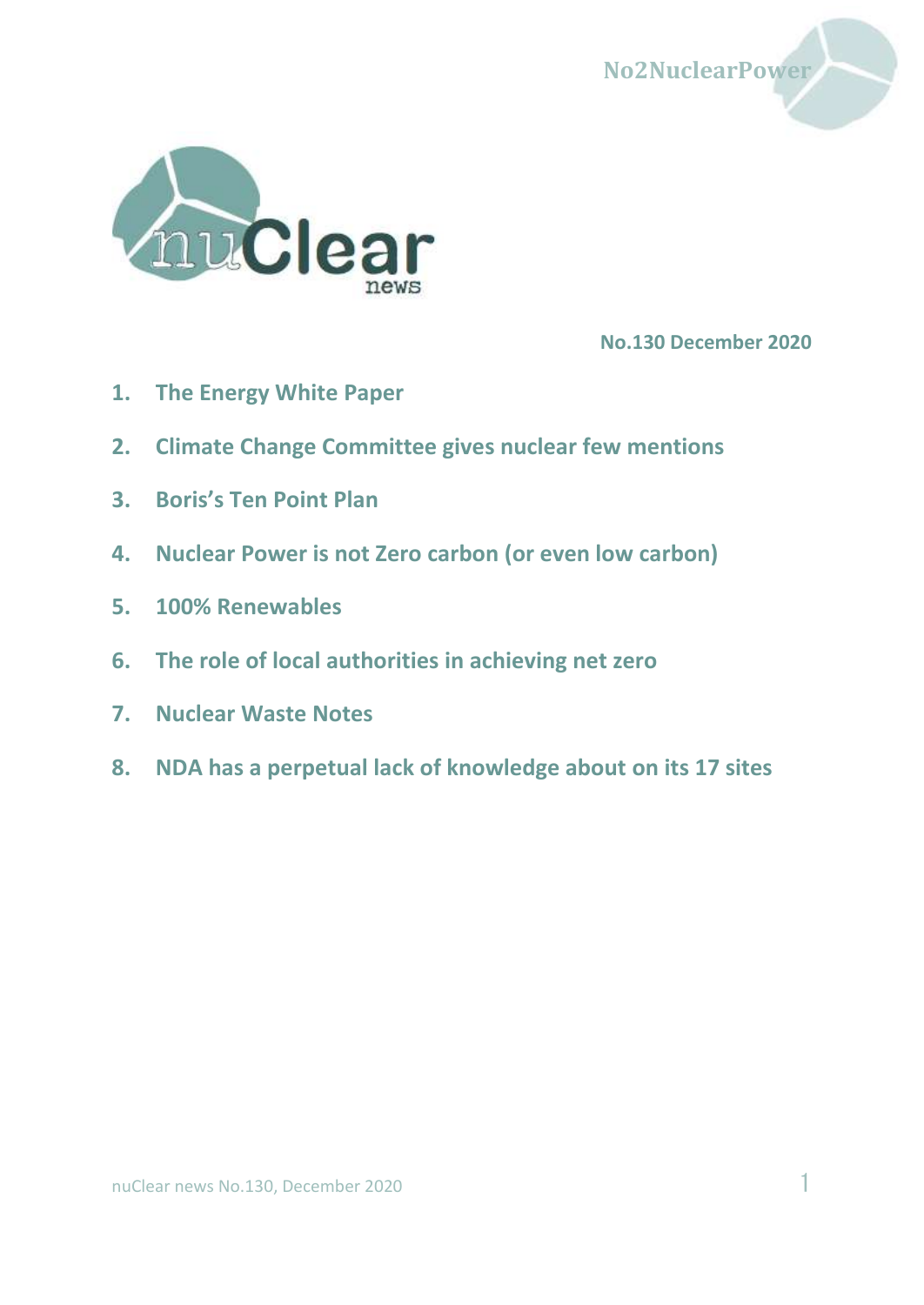No2NuclearPower

# nuClear news

**No.130 December 2020**

1. **The Energy White Paper**
2. **Climate Change Committee gives nuclear few mentions**
3. **Boris's Ten Point Plan**
4. **Nuclear Power is not Zero carbon (or even low carbon)**
5. **100% Renewables**
6. **The role of local authorities in achieving net zero**
7. **Nuclear Waste Notes**
8. **NDA has a perpetual lack of knowledge about on its 17 sites**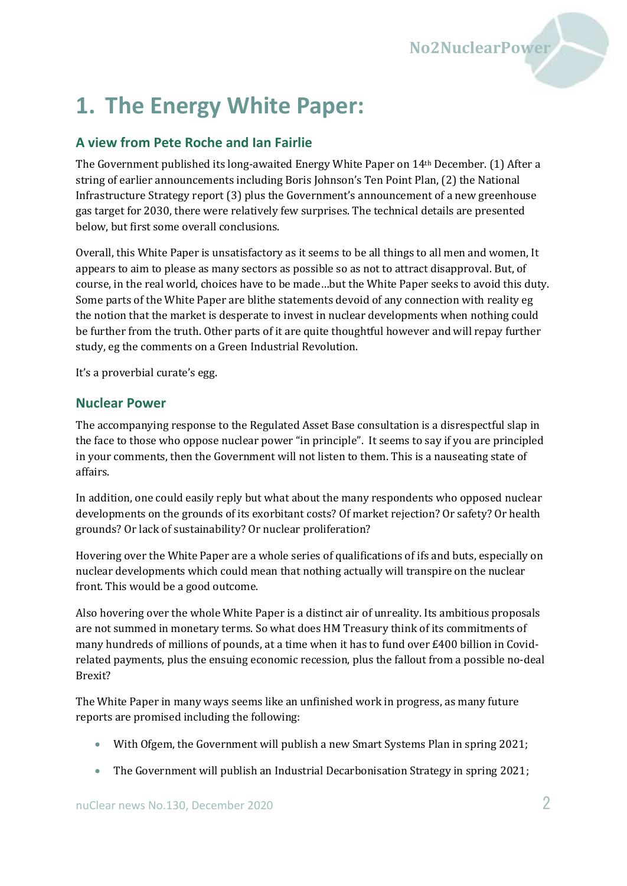# 1. The Energy White Paper:

## A view from Pete Roche and Ian Fairlie

The Government published its long-awaited Energy White Paper on 14th December. (1) After a string of earlier announcements including Boris Johnson's Ten Point Plan, (2) the National Infrastructure Strategy report (3) plus the Government's announcement of a new greenhouse gas target for 2030, there were relatively few surprises. The technical details are presented below, but first some overall conclusions.

Overall, this White Paper is unsatisfactory as it seems to be all things to all men and women, It appears to aim to please as many sectors as possible so as not to attract disapproval. But, of course, in the real world, choices have to be made…but the White Paper seeks to avoid this duty. Some parts of the White Paper are blithe statements devoid of any connection with reality eg the notion that the market is desperate to invest in nuclear developments when nothing could be further from the truth. Other parts of it are quite thoughtful however and will repay further study, eg the comments on a Green Industrial Revolution.

It's a proverbial curate's egg.

## Nuclear Power

The accompanying response to the Regulated Asset Base consultation is a disrespectful slap in the face to those who oppose nuclear power "in principle". It seems to say if you are principled in your comments, then the Government will not listen to them. This is a nauseating state of affairs.

In addition, one could easily reply but what about the many respondents who opposed nuclear developments on the grounds of its exorbitant costs? Of market rejection? Or safety? Or health grounds? Or lack of sustainability? Or nuclear proliferation?

Hovering over the White Paper are a whole series of qualifications of ifs and buts, especially on nuclear developments which could mean that nothing actually will transpire on the nuclear front. This would be a good outcome.

Also hovering over the whole White Paper is a distinct air of unreality. Its ambitious proposals are not summed in monetary terms. So what does HM Treasury think of its commitments of many hundreds of millions of pounds, at a time when it has to fund over £400 billion in Covid-related payments, plus the ensuing economic recession, plus the fallout from a possible no-deal Brexit?

The White Paper in many ways seems like an unfinished work in progress, as many future reports are promised including the following:

- With Ofgem, the Government will publish a new Smart Systems Plan in spring 2021;
- The Government will publish an Industrial Decarbonisation Strategy in spring 2021;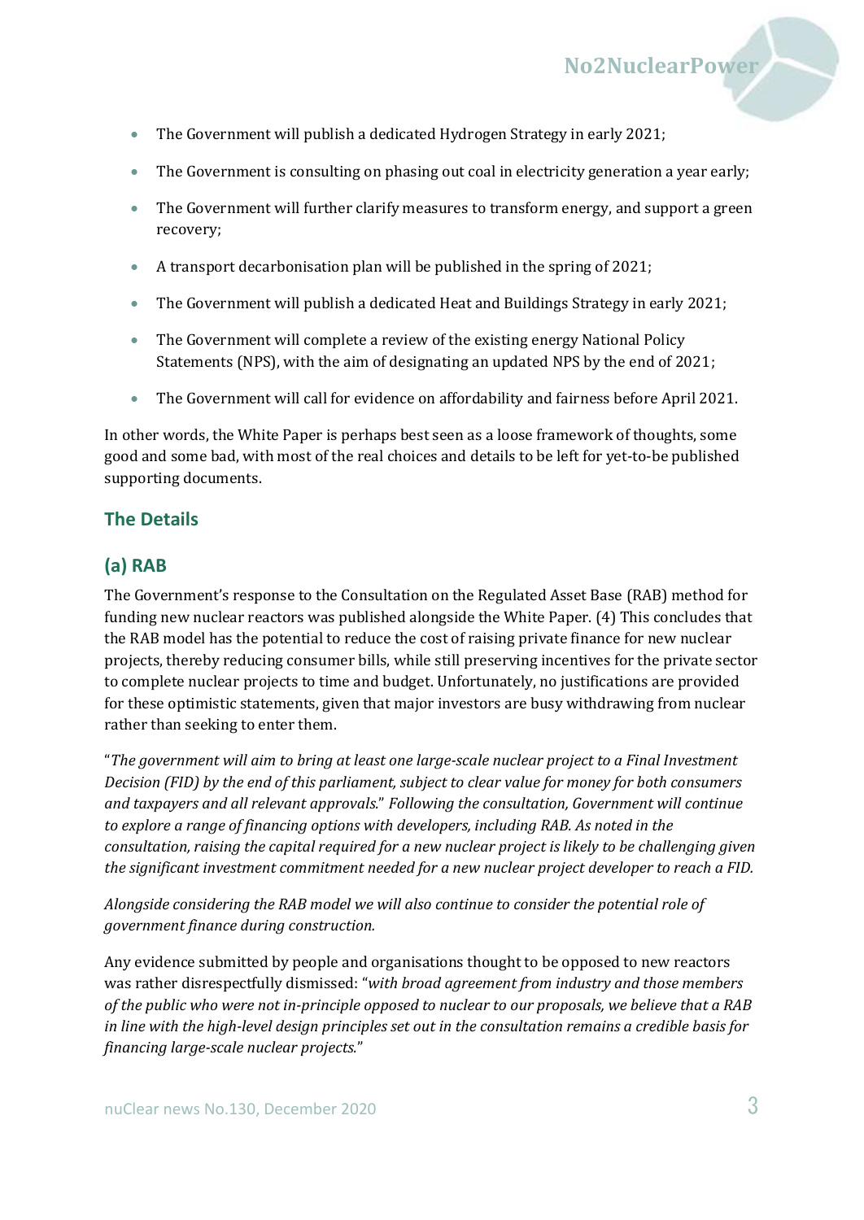- The Government will publish a dedicated Hydrogen Strategy in early 2021;
- The Government is consulting on phasing out coal in electricity generation a year early;
- The Government will further clarify measures to transform energy, and support a green recovery;
- A transport decarbonisation plan will be published in the spring of 2021;
- The Government will publish a dedicated Heat and Buildings Strategy in early 2021;
- The Government will complete a review of the existing energy National Policy Statements (NPS), with the aim of designating an updated NPS by the end of 2021;
- The Government will call for evidence on affordability and fairness before April 2021.

In other words, the White Paper is perhaps best seen as a loose framework of thoughts, some good and some bad, with most of the real choices and details to be left for yet-to-be published supporting documents.

## The Details

### (a) RAB

The Government's response to the Consultation on the Regulated Asset Base (RAB) method for funding new nuclear reactors was published alongside the White Paper. (4) This concludes that the RAB model has the potential to reduce the cost of raising private finance for new nuclear projects, thereby reducing consumer bills, while still preserving incentives for the private sector to complete nuclear projects to time and budget. Unfortunately, no justifications are provided for these optimistic statements, given that major investors are busy withdrawing from nuclear rather than seeking to enter them.

"*The government will aim to bring at least one large-scale nuclear project to a Final Investment Decision (FID) by the end of this parliament, subject to clear value for money for both consumers and taxpayers and all relevant approvals.*" *Following the consultation, Government will continue to explore a range of financing options with developers, including RAB. As noted in the consultation, raising the capital required for a new nuclear project is likely to be challenging given the significant investment commitment needed for a new nuclear project developer to reach a FID.*

*Alongside considering the RAB model we will also continue to consider the potential role of government finance during construction.*

Any evidence submitted by people and organisations thought to be opposed to new reactors was rather disrespectfully dismissed: "*with broad agreement from industry and those members of the public who were not in-principle opposed to nuclear to our proposals, we believe that a RAB in line with the high-level design principles set out in the consultation remains a credible basis for financing large-scale nuclear projects.*"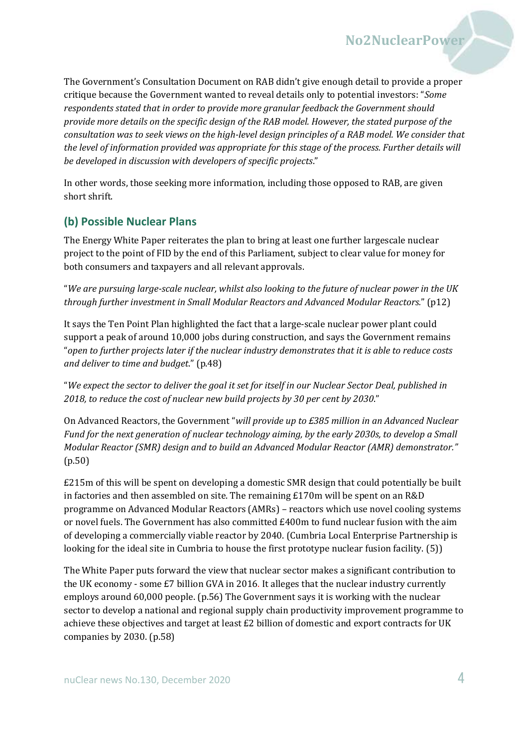The Government's Consultation Document on RAB didn't give enough detail to provide a proper critique because the Government wanted to reveal details only to potential investors: "*Some respondents stated that in order to provide more granular feedback the Government should provide more details on the specific design of the RAB model. However, the stated purpose of the consultation was to seek views on the high-level design principles of a RAB model. We consider that the level of information provided was appropriate for this stage of the process. Further details will be developed in discussion with developers of specific projects*."

In other words, those seeking more information, including those opposed to RAB, are given short shrift.

## (b) Possible Nuclear Plans

The Energy White Paper reiterates the plan to bring at least one further largescale nuclear project to the point of FID by the end of this Parliament, subject to clear value for money for both consumers and taxpayers and all relevant approvals.

"*We are pursuing large-scale nuclear, whilst also looking to the future of nuclear power in the UK through further investment in Small Modular Reactors and Advanced Modular Reactors.*" (p12)

It says the Ten Point Plan highlighted the fact that a large-scale nuclear power plant could support a peak of around 10,000 jobs during construction, and says the Government remains "*open to further projects later if the nuclear industry demonstrates that it is able to reduce costs and deliver to time and budget.*" (p.48)

"*We expect the sector to deliver the goal it set for itself in our Nuclear Sector Deal, published in 2018, to reduce the cost of nuclear new build projects by 30 per cent by 2030*."

On Advanced Reactors, the Government "*will provide up to £385 million in an Advanced Nuclear Fund for the next generation of nuclear technology aiming, by the early 2030s, to develop a Small Modular Reactor (SMR) design and to build an Advanced Modular Reactor (AMR) demonstrator."* (p.50)

£215m of this will be spent on developing a domestic SMR design that could potentially be built in factories and then assembled on site. The remaining £170m will be spent on an R&D programme on Advanced Modular Reactors (AMRs) – reactors which use novel cooling systems or novel fuels. The Government has also committed £400m to fund nuclear fusion with the aim of developing a commercially viable reactor by 2040. (Cumbria Local Enterprise Partnership is looking for the ideal site in Cumbria to house the first prototype nuclear fusion facility. (5))

The White Paper puts forward the view that nuclear sector makes a significant contribution to the UK economy - some £7 billion GVA in 2016. It alleges that the nuclear industry currently employs around 60,000 people. (p.56) The Government says it is working with the nuclear sector to develop a national and regional supply chain productivity improvement programme to achieve these objectives and target at least £2 billion of domestic and export contracts for UK companies by 2030. (p.58)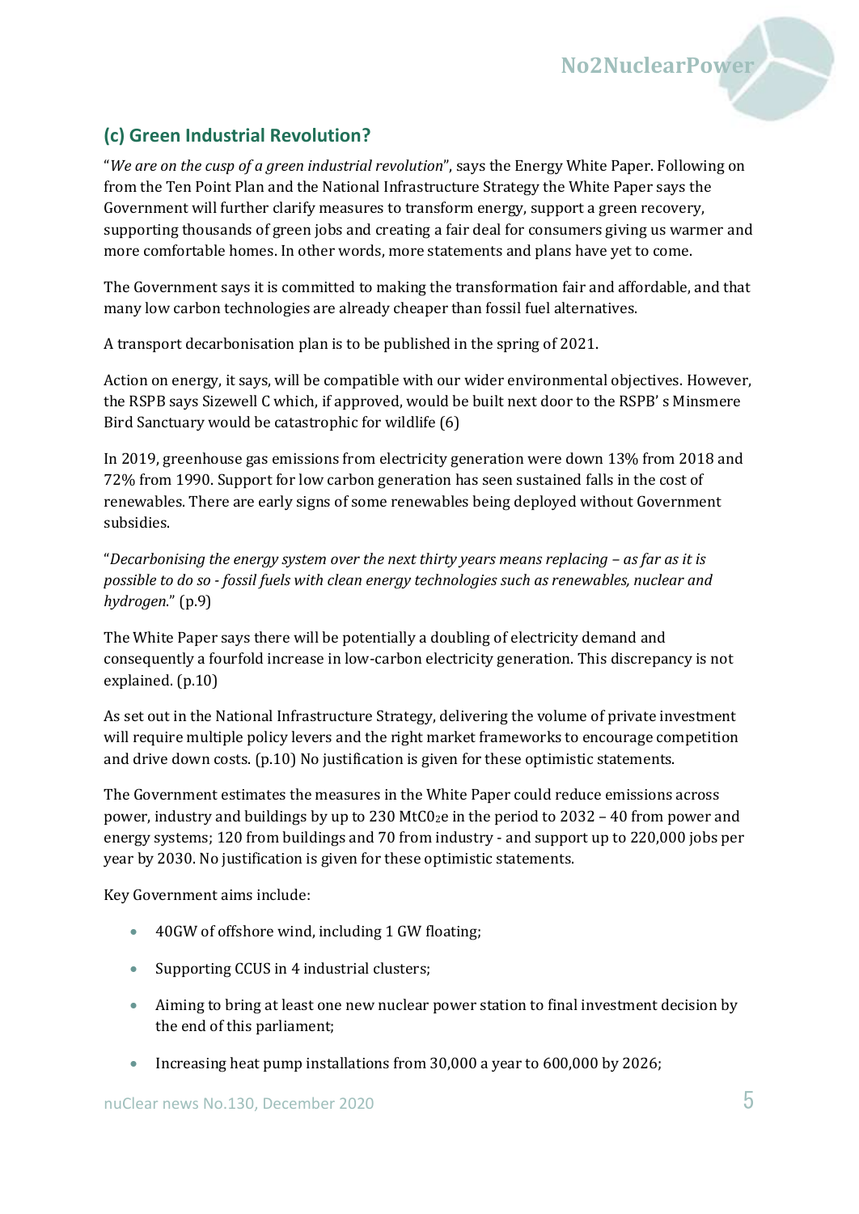## (c) Green Industrial Revolution?

"*We are on the cusp of a green industrial revolution*", says the Energy White Paper. Following on from the Ten Point Plan and the National Infrastructure Strategy the White Paper says the Government will further clarify measures to transform energy, support a green recovery, supporting thousands of green jobs and creating a fair deal for consumers giving us warmer and more comfortable homes. In other words, more statements and plans have yet to come.

The Government says it is committed to making the transformation fair and affordable, and that many low carbon technologies are already cheaper than fossil fuel alternatives.

A transport decarbonisation plan is to be published in the spring of 2021.

Action on energy, it says, will be compatible with our wider environmental objectives. However, the RSPB says Sizewell C which, if approved, would be built next door to the RSPB' s Minsmere Bird Sanctuary would be catastrophic for wildlife (6)

In 2019, greenhouse gas emissions from electricity generation were down 13% from 2018 and 72% from 1990. Support for low carbon generation has seen sustained falls in the cost of renewables. There are early signs of some renewables being deployed without Government subsidies.

"*Decarbonising the energy system over the next thirty years means replacing – as far as it is possible to do so - fossil fuels with clean energy technologies such as renewables, nuclear and hydrogen*." (p.9)

The White Paper says there will be potentially a doubling of electricity demand and consequently a fourfold increase in low-carbon electricity generation. This discrepancy is not explained. (p.10)

As set out in the National Infrastructure Strategy, delivering the volume of private investment will require multiple policy levers and the right market frameworks to encourage competition and drive down costs. (p.10) No justification is given for these optimistic statements.

The Government estimates the measures in the White Paper could reduce emissions across power, industry and buildings by up to 230 $MtC0_2e$ in the period to 2032 – 40 from power and energy systems; 120 from buildings and 70 from industry - and support up to 220,000 jobs per year by 2030. No justification is given for these optimistic statements.

Key Government aims include:

- 40GW of offshore wind, including 1 GW floating;
- Supporting CCUS in 4 industrial clusters;
- Aiming to bring at least one new nuclear power station to final investment decision by the end of this parliament;
- Increasing heat pump installations from 30,000 a year to 600,000 by 2026;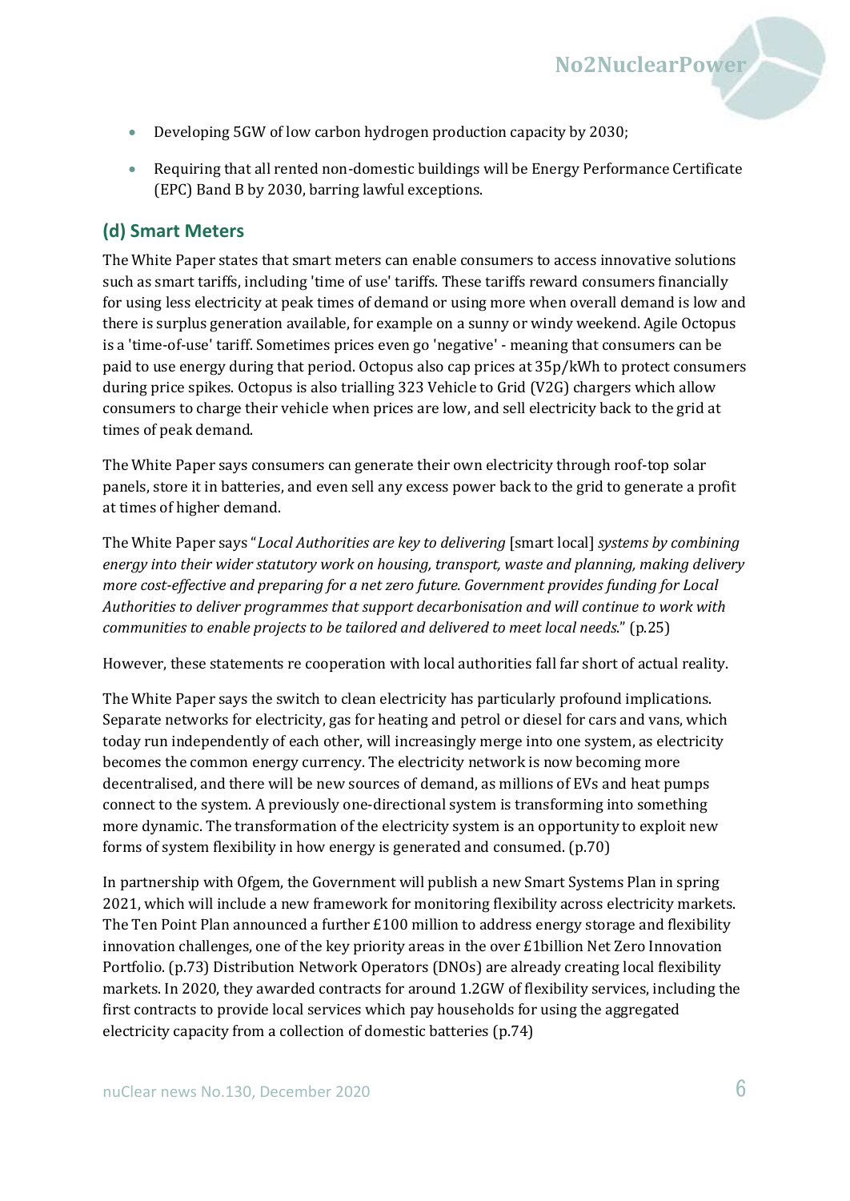- Developing 5GW of low carbon hydrogen production capacity by 2030;
- Requiring that all rented non-domestic buildings will be Energy Performance Certificate (EPC) Band B by 2030, barring lawful exceptions.

## (d) Smart Meters

The White Paper states that smart meters can enable consumers to access innovative solutions such as smart tariffs, including 'time of use' tariffs. These tariffs reward consumers financially for using less electricity at peak times of demand or using more when overall demand is low and there is surplus generation available, for example on a sunny or windy weekend. Agile Octopus is a 'time-of-use' tariff. Sometimes prices even go 'negative' - meaning that consumers can be paid to use energy during that period. Octopus also cap prices at 35p/kWh to protect consumers during price spikes. Octopus is also trialling 323 Vehicle to Grid (V2G) chargers which allow consumers to charge their vehicle when prices are low, and sell electricity back to the grid at times of peak demand.

The White Paper says consumers can generate their own electricity through roof-top solar panels, store it in batteries, and even sell any excess power back to the grid to generate a profit at times of higher demand.

The White Paper says "*Local Authorities are key to delivering* [smart local] *systems by combining energy into their wider statutory work on housing, transport, waste and planning, making delivery more cost-effective and preparing for a net zero future. Government provides funding for Local Authorities to deliver programmes that support decarbonisation and will continue to work with communities to enable projects to be tailored and delivered to meet local needs.*" (p.25)

However, these statements re cooperation with local authorities fall far short of actual reality.

The White Paper says the switch to clean electricity has particularly profound implications. Separate networks for electricity, gas for heating and petrol or diesel for cars and vans, which today run independently of each other, will increasingly merge into one system, as electricity becomes the common energy currency. The electricity network is now becoming more decentralised, and there will be new sources of demand, as millions of EVs and heat pumps connect to the system. A previously one-directional system is transforming into something more dynamic. The transformation of the electricity system is an opportunity to exploit new forms of system flexibility in how energy is generated and consumed. (p.70)

In partnership with Ofgem, the Government will publish a new Smart Systems Plan in spring 2021, which will include a new framework for monitoring flexibility across electricity markets. The Ten Point Plan announced a further £100 million to address energy storage and flexibility innovation challenges, one of the key priority areas in the over £1billion Net Zero Innovation Portfolio. (p.73) Distribution Network Operators (DNOs) are already creating local flexibility markets. In 2020, they awarded contracts for around 1.2GW of flexibility services, including the first contracts to provide local services which pay households for using the aggregated electricity capacity from a collection of domestic batteries (p.74)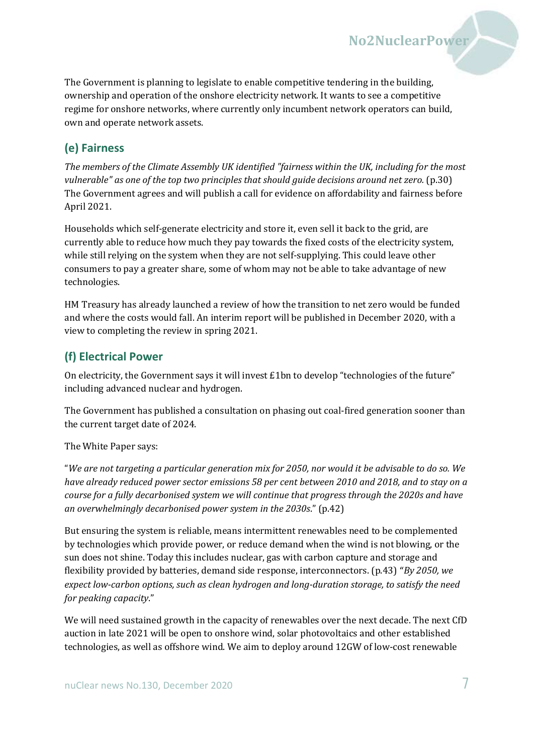The Government is planning to legislate to enable competitive tendering in the building, ownership and operation of the onshore electricity network. It wants to see a competitive regime for onshore networks, where currently only incumbent network operators can build, own and operate network assets.

## (e) Fairness

*The members of the Climate Assembly UK identified "fairness within the UK, including for the most vulnerable" as one of the top two principles that should guide decisions around net zero.* (p.30) The Government agrees and will publish a call for evidence on affordability and fairness before April 2021.

Households which self-generate electricity and store it, even sell it back to the grid, are currently able to reduce how much they pay towards the fixed costs of the electricity system, while still relying on the system when they are not self-supplying. This could leave other consumers to pay a greater share, some of whom may not be able to take advantage of new technologies.

HM Treasury has already launched a review of how the transition to net zero would be funded and where the costs would fall. An interim report will be published in December 2020, with a view to completing the review in spring 2021.

## (f) Electrical Power

On electricity, the Government says it will invest £1bn to develop "technologies of the future" including advanced nuclear and hydrogen.

The Government has published a consultation on phasing out coal-fired generation sooner than the current target date of 2024.

The White Paper says:

"*We are not targeting a particular generation mix for 2050, nor would it be advisable to do so. We have already reduced power sector emissions 58 per cent between 2010 and 2018, and to stay on a course for a fully decarbonised system we will continue that progress through the 2020s and have an overwhelmingly decarbonised power system in the 2030s*." (p.42)

But ensuring the system is reliable, means intermittent renewables need to be complemented by technologies which provide power, or reduce demand when the wind is not blowing, or the sun does not shine. Today this includes nuclear, gas with carbon capture and storage and flexibility provided by batteries, demand side response, interconnectors. (p.43) "*By 2050, we expect low-carbon options, such as clean hydrogen and long-duration storage, to satisfy the need for peaking capacity*."

We will need sustained growth in the capacity of renewables over the next decade. The next CfD auction in late 2021 will be open to onshore wind, solar photovoltaics and other established technologies, as well as offshore wind. We aim to deploy around 12GW of low-cost renewable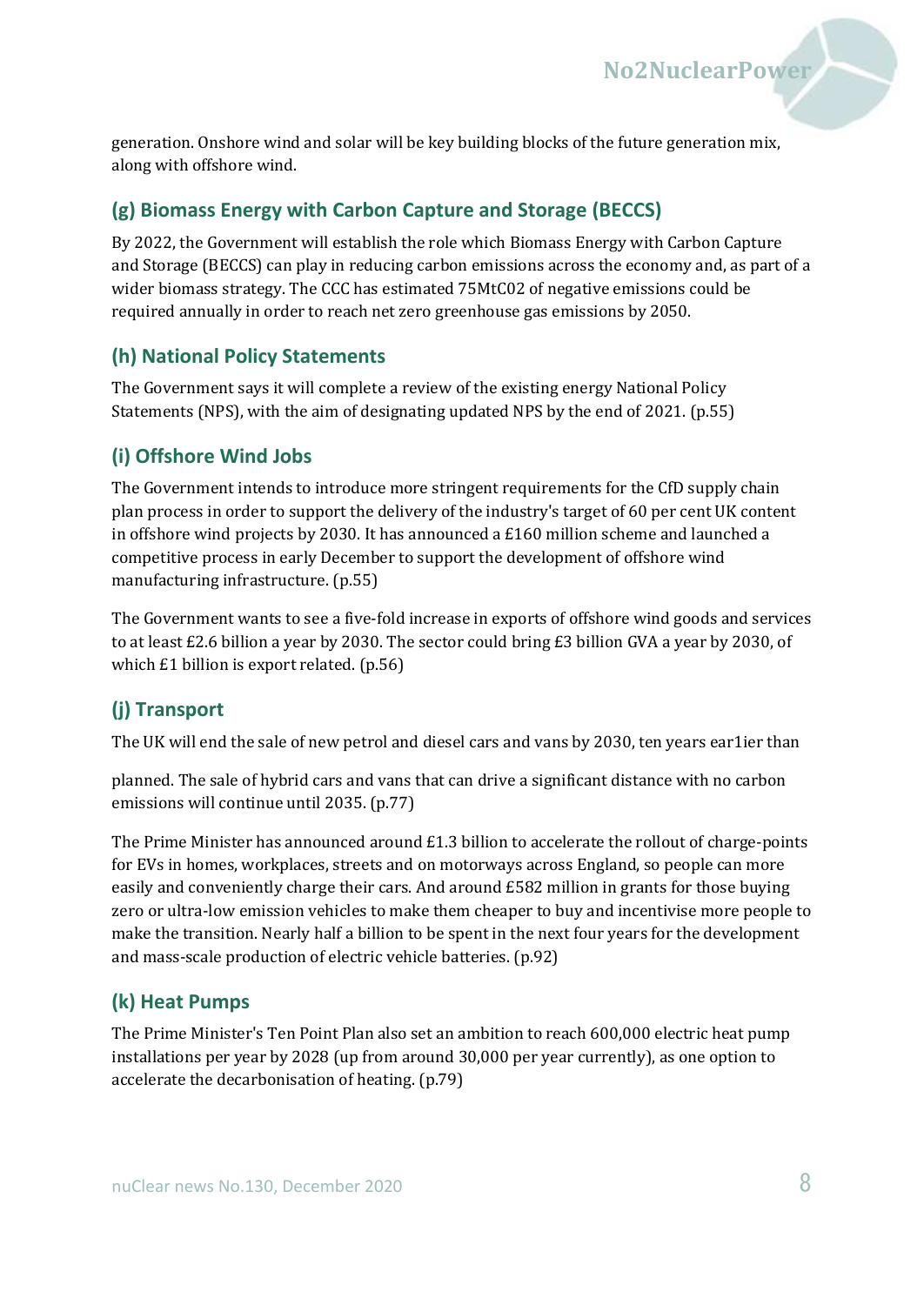generation. Onshore wind and solar will be key building blocks of the future generation mix, along with offshore wind.

## (g) Biomass Energy with Carbon Capture and Storage (BECCS)

By 2022, the Government will establish the role which Biomass Energy with Carbon Capture and Storage (BECCS) can play in reducing carbon emissions across the economy and, as part of a wider biomass strategy. The CCC has estimated 75MtC02 of negative emissions could be required annually in order to reach net zero greenhouse gas emissions by 2050.

## (h) National Policy Statements

The Government says it will complete a review of the existing energy National Policy Statements (NPS), with the aim of designating updated NPS by the end of 2021. (p.55)

## (i) Offshore Wind Jobs

The Government intends to introduce more stringent requirements for the CfD supply chain plan process in order to support the delivery of the industry's target of 60 per cent UK content in offshore wind projects by 2030. It has announced a £160 million scheme and launched a competitive process in early December to support the development of offshore wind manufacturing infrastructure. (p.55)

The Government wants to see a five-fold increase in exports of offshore wind goods and services to at least £2.6 billion a year by 2030. The sector could bring £3 billion GVA a year by 2030, of which £1 billion is export related. (p.56)

## (j) Transport

The UK will end the sale of new petrol and diesel cars and vans by 2030, ten years ear1ier than planned. The sale of hybrid cars and vans that can drive a significant distance with no carbon emissions will continue until 2035. (p.77)

The Prime Minister has announced around £1.3 billion to accelerate the rollout of charge-points for EVs in homes, workplaces, streets and on motorways across England, so people can more easily and conveniently charge their cars. And around £582 million in grants for those buying zero or ultra-low emission vehicles to make them cheaper to buy and incentivise more people to make the transition. Nearly half a billion to be spent in the next four years for the development and mass-scale production of electric vehicle batteries. (p.92)

## (k) Heat Pumps

The Prime Minister's Ten Point Plan also set an ambition to reach 600,000 electric heat pump installations per year by 2028 (up from around 30,000 per year currently), as one option to accelerate the decarbonisation of heating. (p.79)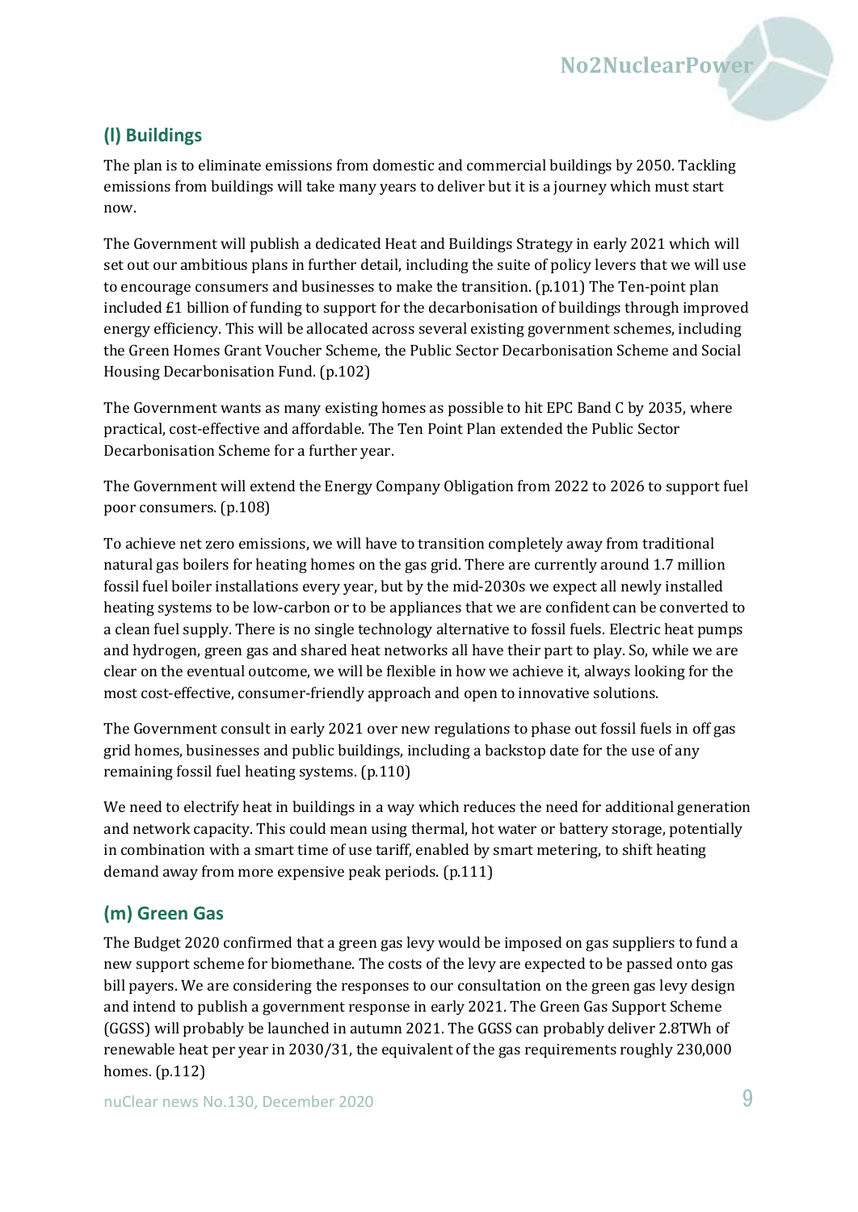## (l) Buildings

The plan is to eliminate emissions from domestic and commercial buildings by 2050. Tackling emissions from buildings will take many years to deliver but it is a journey which must start now.

The Government will publish a dedicated Heat and Buildings Strategy in early 2021 which will set out our ambitious plans in further detail, including the suite of policy levers that we will use to encourage consumers and businesses to make the transition. (p.101) The Ten-point plan included £1 billion of funding to support for the decarbonisation of buildings through improved energy efficiency. This will be allocated across several existing government schemes, including the Green Homes Grant Voucher Scheme, the Public Sector Decarbonisation Scheme and Social Housing Decarbonisation Fund. (p.102)

The Government wants as many existing homes as possible to hit EPC Band C by 2035, where practical, cost-effective and affordable. The Ten Point Plan extended the Public Sector Decarbonisation Scheme for a further year.

The Government will extend the Energy Company Obligation from 2022 to 2026 to support fuel poor consumers. (p.108)

To achieve net zero emissions, we will have to transition completely away from traditional natural gas boilers for heating homes on the gas grid. There are currently around 1.7 million fossil fuel boiler installations every year, but by the mid-2030s we expect all newly installed heating systems to be low-carbon or to be appliances that we are confident can be converted to a clean fuel supply. There is no single technology alternative to fossil fuels. Electric heat pumps and hydrogen, green gas and shared heat networks all have their part to play. So, while we are clear on the eventual outcome, we will be flexible in how we achieve it, always looking for the most cost-effective, consumer-friendly approach and open to innovative solutions.

The Government consult in early 2021 over new regulations to phase out fossil fuels in off gas grid homes, businesses and public buildings, including a backstop date for the use of any remaining fossil fuel heating systems. (p.110)

We need to electrify heat in buildings in a way which reduces the need for additional generation and network capacity. This could mean using thermal, hot water or battery storage, potentially in combination with a smart time of use tariff, enabled by smart metering, to shift heating demand away from more expensive peak periods. (p.111)

## (m) Green Gas

The Budget 2020 confirmed that a green gas levy would be imposed on gas suppliers to fund a new support scheme for biomethane. The costs of the levy are expected to be passed onto gas bill payers. We are considering the responses to our consultation on the green gas levy design and intend to publish a government response in early 2021. The Green Gas Support Scheme (GGSS) will probably be launched in autumn 2021. The GGSS can probably deliver 2.8TWh of renewable heat per year in 2030/31, the equivalent of the gas requirements roughly 230,000 homes. (p.112)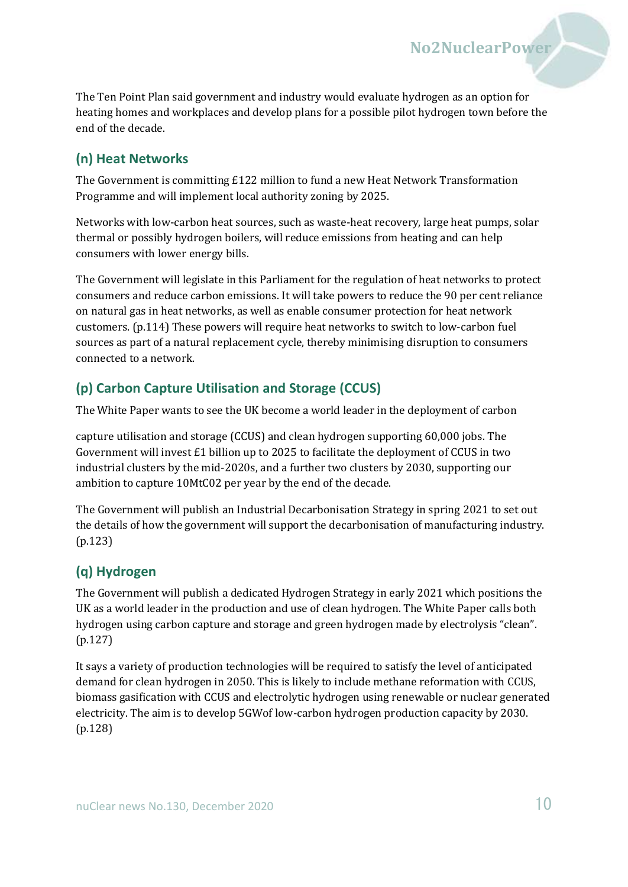The Ten Point Plan said government and industry would evaluate hydrogen as an option for heating homes and workplaces and develop plans for a possible pilot hydrogen town before the end of the decade.

## (n) Heat Networks

The Government is committing £122 million to fund a new Heat Network Transformation Programme and will implement local authority zoning by 2025.

Networks with low-carbon heat sources, such as waste-heat recovery, large heat pumps, solar thermal or possibly hydrogen boilers, will reduce emissions from heating and can help consumers with lower energy bills.

The Government will legislate in this Parliament for the regulation of heat networks to protect consumers and reduce carbon emissions. It will take powers to reduce the 90 per cent reliance on natural gas in heat networks, as well as enable consumer protection for heat network customers. (p.114) These powers will require heat networks to switch to low-carbon fuel sources as part of a natural replacement cycle, thereby minimising disruption to consumers connected to a network.

## (p) Carbon Capture Utilisation and Storage (CCUS)

The White Paper wants to see the UK become a world leader in the deployment of carbon

capture utilisation and storage (CCUS) and clean hydrogen supporting 60,000 jobs. The Government will invest £1 billion up to 2025 to facilitate the deployment of CCUS in two industrial clusters by the mid-2020s, and a further two clusters by 2030, supporting our ambition to capture 10MtC02 per year by the end of the decade.

The Government will publish an Industrial Decarbonisation Strategy in spring 2021 to set out the details of how the government will support the decarbonisation of manufacturing industry. (p.123)

## (q) Hydrogen

The Government will publish a dedicated Hydrogen Strategy in early 2021 which positions the UK as a world leader in the production and use of clean hydrogen. The White Paper calls both hydrogen using carbon capture and storage and green hydrogen made by electrolysis "clean". (p.127)

It says a variety of production technologies will be required to satisfy the level of anticipated demand for clean hydrogen in 2050. This is likely to include methane reformation with CCUS, biomass gasification with CCUS and electrolytic hydrogen using renewable or nuclear generated electricity. The aim is to develop 5GWof low-carbon hydrogen production capacity by 2030. (p.128)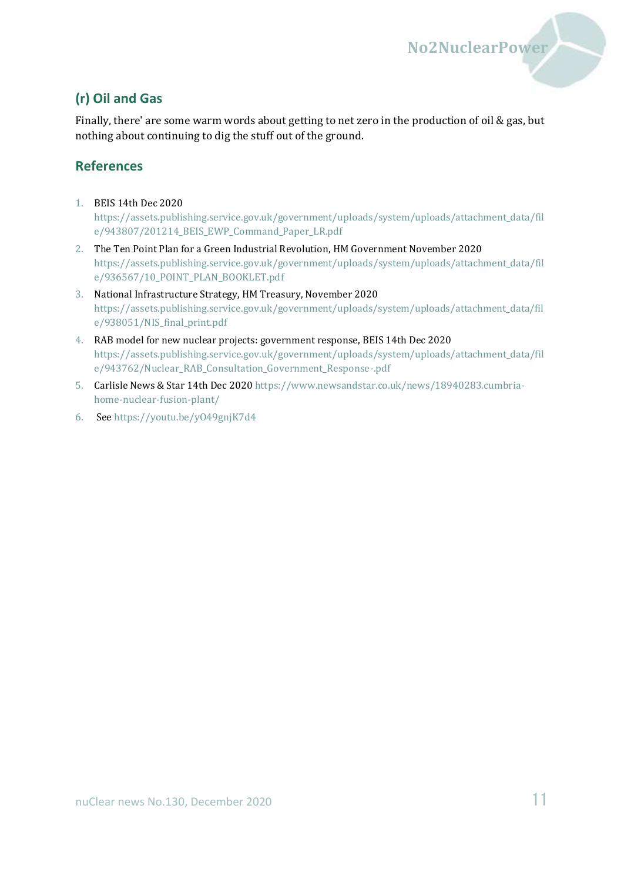## (r) Oil and Gas

Finally, there' are some warm words about getting to net zero in the production of oil & gas, but nothing about continuing to dig the stuff out of the ground.

## References

1. BEIS 14th Dec 2020 https://assets.publishing.service.gov.uk/government/uploads/system/uploads/attachment_data/file/943807/201214_BEIS_EWP_Command_Paper_LR.pdf
2. The Ten Point Plan for a Green Industrial Revolution, HM Government November 2020 https://assets.publishing.service.gov.uk/government/uploads/system/uploads/attachment_data/file/936567/10_POINT_PLAN_BOOKLET.pdf
3. National Infrastructure Strategy, HM Treasury, November 2020 https://assets.publishing.service.gov.uk/government/uploads/system/uploads/attachment_data/file/938051/NIS_final_print.pdf
4. RAB model for new nuclear projects: government response, BEIS 14th Dec 2020 https://assets.publishing.service.gov.uk/government/uploads/system/uploads/attachment_data/file/943762/Nuclear_RAB_Consultation_Government_Response-.pdf
5. Carlisle News & Star 14th Dec 2020 https://www.newsandstar.co.uk/news/18940283.cumbria-home-nuclear-fusion-plant/
6. See https://youtu.be/yO49gnjK7d4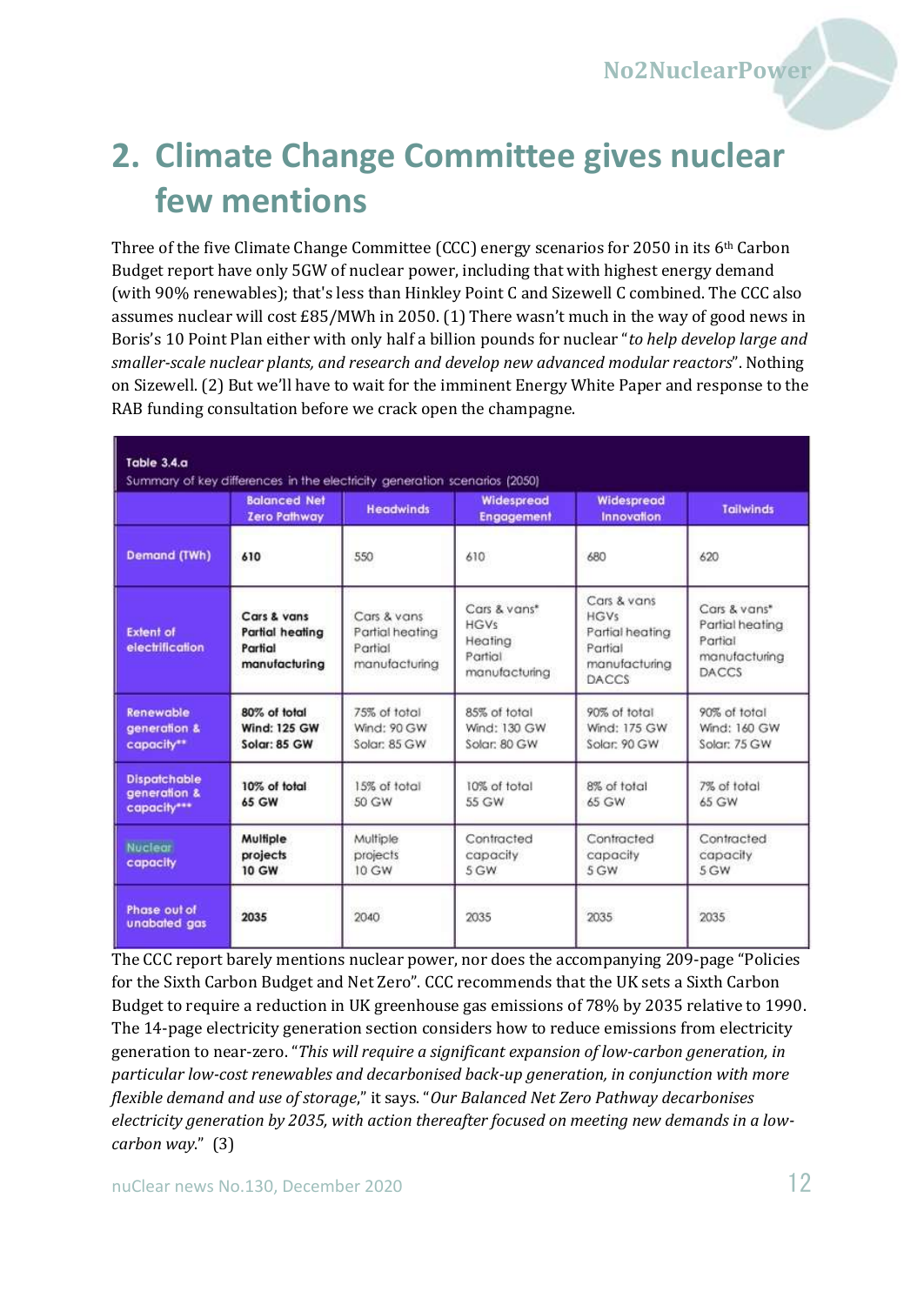## 2. Climate Change Committee gives nuclear few mentions

Three of the five Climate Change Committee (CCC) energy scenarios for 2050 in its 6th Carbon Budget report have only 5GW of nuclear power, including that with highest energy demand (with 90% renewables); that's less than Hinkley Point C and Sizewell C combined. The CCC also assumes nuclear will cost £85/MWh in 2050. (1) There wasn't much in the way of good news in Boris's 10 Point Plan either with only half a billion pounds for nuclear "*to help develop large and smaller-scale nuclear plants, and research and develop new advanced modular reactors*". Nothing on Sizewell. (2) But we'll have to wait for the imminent Energy White Paper and response to the RAB funding consultation before we crack open the champagne.

**Table 3.4.a**
Summary of key differences in the electricity generation scenarios (2050)

| | Balanced Net Zero Pathway | Headwinds | Widespread Engagement | Widespread Innovation | Tailwinds |
|---|---|---|---|---|---|
| Demand (TWh) | 610 | 550 | 610 | 680 | 620 |
| Extent of electrification | Cars & vans Partial heating Partial manufacturing | Cars & vans Partial heating Partial manufacturing | Cars & vans* HGVs Heating Partial manufacturing | Cars & vans HGVs Partial heating Partial manufacturing DACCS | Cars & vans* Partial heating Partial manufacturing DACCS |
| Renewable generation & capacity** | 80% of total Wind: 125 GW Solar: 85 GW | 75% of total Wind: 90 GW Solar: 85 GW | 85% of total Wind: 130 GW Solar: 80 GW | 90% of total Wind: 175 GW Solar: 90 GW | 90% of total Wind: 160 GW Solar: 75 GW |
| Dispatchable generation & capacity*** | 10% of total 65 GW | 15% of total 50 GW | 10% of total 55 GW | 8% of total 65 GW | 7% of total 65 GW |
| Nuclear capacity | Multiple projects 10 GW | Multiple projects 10 GW | Contracted capacity 5 GW | Contracted capacity 5 GW | Contracted capacity 5 GW |
| Phase out of unabated gas | 2035 | 2040 | 2035 | 2035 | 2035 |

The CCC report barely mentions nuclear power, nor does the accompanying 209-page "Policies for the Sixth Carbon Budget and Net Zero". CCC recommends that the UK sets a Sixth Carbon Budget to require a reduction in UK greenhouse gas emissions of 78% by 2035 relative to 1990. The 14-page electricity generation section considers how to reduce emissions from electricity generation to near-zero. "*This will require a significant expansion of low-carbon generation, in particular low-cost renewables and decarbonised back-up generation, in conjunction with more flexible demand and use of storage*," it says. "*Our Balanced Net Zero Pathway decarbonises electricity generation by 2035, with action thereafter focused on meeting new demands in a low-carbon way.*" (3)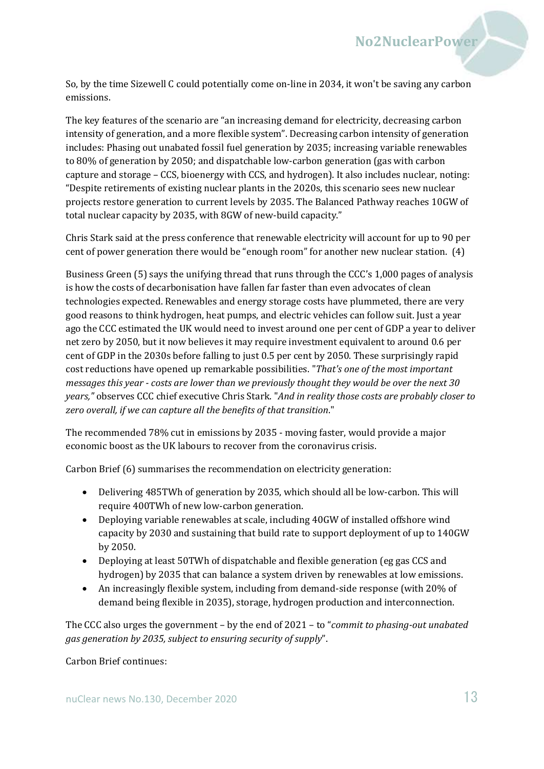So, by the time Sizewell C could potentially come on-line in 2034, it won't be saving any carbon emissions.

The key features of the scenario are "an increasing demand for electricity, decreasing carbon intensity of generation, and a more flexible system". Decreasing carbon intensity of generation includes: Phasing out unabated fossil fuel generation by 2035; increasing variable renewables to 80% of generation by 2050; and dispatchable low-carbon generation (gas with carbon capture and storage – CCS, bioenergy with CCS, and hydrogen). It also includes nuclear, noting: "Despite retirements of existing nuclear plants in the 2020s, this scenario sees new nuclear projects restore generation to current levels by 2035. The Balanced Pathway reaches 10GW of total nuclear capacity by 2035, with 8GW of new-build capacity."

Chris Stark said at the press conference that renewable electricity will account for up to 90 per cent of power generation there would be "enough room" for another new nuclear station. (4)

Business Green (5) says the unifying thread that runs through the CCC's 1,000 pages of analysis is how the costs of decarbonisation have fallen far faster than even advocates of clean technologies expected. Renewables and energy storage costs have plummeted, there are very good reasons to think hydrogen, heat pumps, and electric vehicles can follow suit. Just a year ago the CCC estimated the UK would need to invest around one per cent of GDP a year to deliver net zero by 2050, but it now believes it may require investment equivalent to around 0.6 per cent of GDP in the 2030s before falling to just 0.5 per cent by 2050. These surprisingly rapid cost reductions have opened up remarkable possibilities. "*That's one of the most important messages this year - costs are lower than we previously thought they would be over the next 30 years,*" observes CCC chief executive Chris Stark. "*And in reality those costs are probably closer to zero overall, if we can capture all the benefits of that transition*."

The recommended 78% cut in emissions by 2035 - moving faster, would provide a major economic boost as the UK labours to recover from the coronavirus crisis.

Carbon Brief (6) summarises the recommendation on electricity generation:

- Delivering 485TWh of generation by 2035, which should all be low-carbon. This will require 400TWh of new low-carbon generation.
- Deploying variable renewables at scale, including 40GW of installed offshore wind capacity by 2030 and sustaining that build rate to support deployment of up to 140GW by 2050.
- Deploying at least 50TWh of dispatchable and flexible generation (eg gas CCS and hydrogen) by 2035 that can balance a system driven by renewables at low emissions.
- An increasingly flexible system, including from demand-side response (with 20% of demand being flexible in 2035), storage, hydrogen production and interconnection.

The CCC also urges the government – by the end of 2021 – to "*commit to phasing-out unabated gas generation by 2035, subject to ensuring security of supply*".

Carbon Brief continues: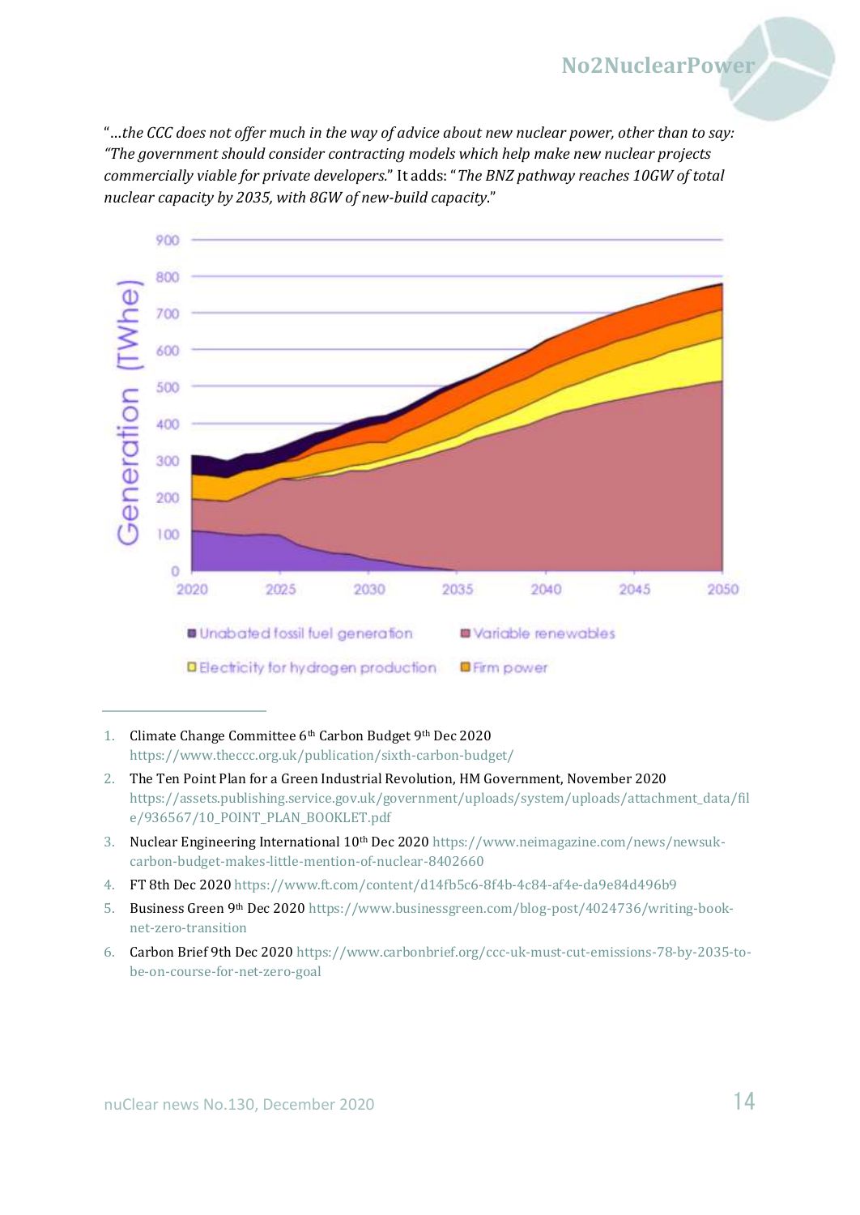"*…the CCC does not offer much in the way of advice about new nuclear power, other than to say: "The government should consider contracting models which help make new nuclear projects commercially viable for private developers.*" It adds: "*The BNZ pathway reaches 10GW of total nuclear capacity by 2035, with 8GW of new-build capacity.*"

1. Climate Change Committee 6th Carbon Budget 9th Dec 2020 https://www.theccc.org.uk/publication/sixth-carbon-budget/
2. The Ten Point Plan for a Green Industrial Revolution, HM Government, November 2020 https://assets.publishing.service.gov.uk/government/uploads/system/uploads/attachment_data/file/936567/10_POINT_PLAN_BOOKLET.pdf
3. Nuclear Engineering International 10th Dec 2020 https://www.neimagazine.com/news/newsuk-carbon-budget-makes-little-mention-of-nuclear-8402660
4. FT 8th Dec 2020 https://www.ft.com/content/d14fb5c6-8f4b-4c84-af4e-da9e84d496b9
5. Business Green 9th Dec 2020 https://www.businessgreen.com/blog-post/4024736/writing-book-net-zero-transition
6. Carbon Brief 9th Dec 2020 https://www.carbonbrief.org/ccc-uk-must-cut-emissions-78-by-2035-to-be-on-course-for-net-zero-goal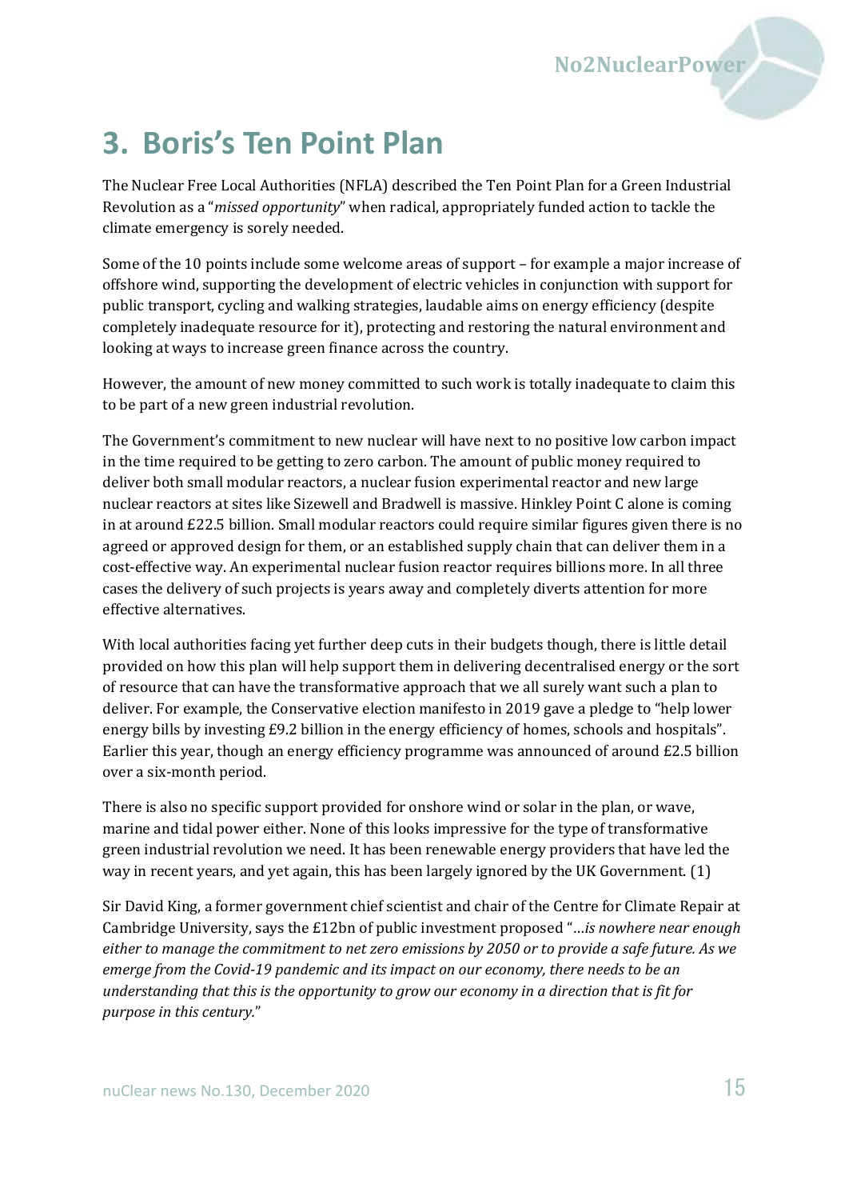# 3. Boris's Ten Point Plan

The Nuclear Free Local Authorities (NFLA) described the Ten Point Plan for a Green Industrial Revolution as a "*missed opportunity*" when radical, appropriately funded action to tackle the climate emergency is sorely needed.

Some of the 10 points include some welcome areas of support – for example a major increase of offshore wind, supporting the development of electric vehicles in conjunction with support for public transport, cycling and walking strategies, laudable aims on energy efficiency (despite completely inadequate resource for it), protecting and restoring the natural environment and looking at ways to increase green finance across the country.

However, the amount of new money committed to such work is totally inadequate to claim this to be part of a new green industrial revolution.

The Government's commitment to new nuclear will have next to no positive low carbon impact in the time required to be getting to zero carbon. The amount of public money required to deliver both small modular reactors, a nuclear fusion experimental reactor and new large nuclear reactors at sites like Sizewell and Bradwell is massive. Hinkley Point C alone is coming in at around £22.5 billion. Small modular reactors could require similar figures given there is no agreed or approved design for them, or an established supply chain that can deliver them in a cost-effective way. An experimental nuclear fusion reactor requires billions more. In all three cases the delivery of such projects is years away and completely diverts attention for more effective alternatives.

With local authorities facing yet further deep cuts in their budgets though, there is little detail provided on how this plan will help support them in delivering decentralised energy or the sort of resource that can have the transformative approach that we all surely want such a plan to deliver. For example, the Conservative election manifesto in 2019 gave a pledge to "help lower energy bills by investing £9.2 billion in the energy efficiency of homes, schools and hospitals". Earlier this year, though an energy efficiency programme was announced of around £2.5 billion over a six-month period.

There is also no specific support provided for onshore wind or solar in the plan, or wave, marine and tidal power either. None of this looks impressive for the type of transformative green industrial revolution we need. It has been renewable energy providers that have led the way in recent years, and yet again, this has been largely ignored by the UK Government. (1)

Sir David King, a former government chief scientist and chair of the Centre for Climate Repair at Cambridge University, says the £12bn of public investment proposed "…*is nowhere near enough either to manage the commitment to net zero emissions by 2050 or to provide a safe future. As we emerge from the Covid-19 pandemic and its impact on our economy, there needs to be an understanding that this is the opportunity to grow our economy in a direction that is fit for purpose in this century.*"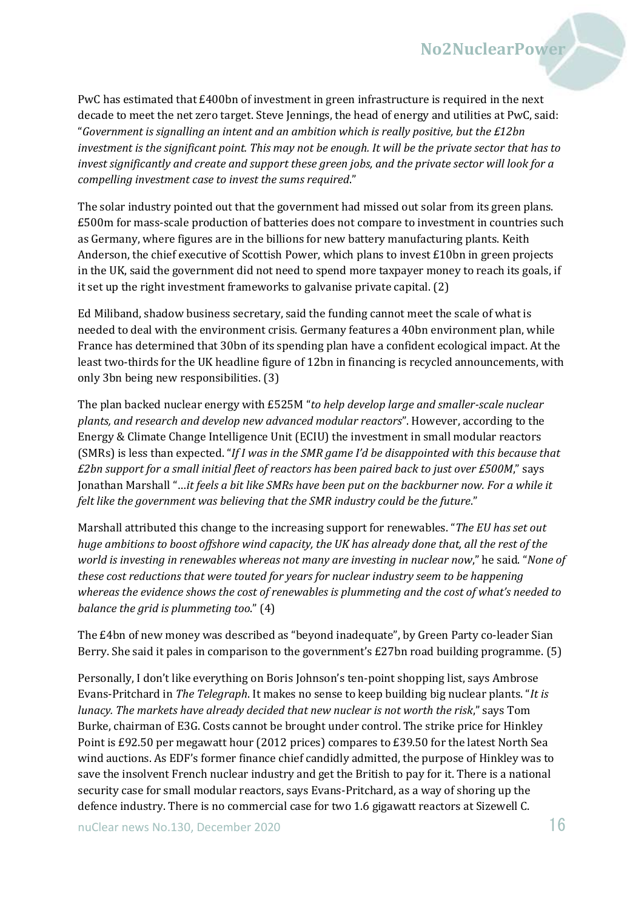PwC has estimated that £400bn of investment in green infrastructure is required in the next decade to meet the net zero target. Steve Jennings, the head of energy and utilities at PwC, said: "*Government is signalling an intent and an ambition which is really positive, but the £12bn investment is the significant point. This may not be enough. It will be the private sector that has to invest significantly and create and support these green jobs, and the private sector will look for a compelling investment case to invest the sums required*."

The solar industry pointed out that the government had missed out solar from its green plans. £500m for mass-scale production of batteries does not compare to investment in countries such as Germany, where figures are in the billions for new battery manufacturing plants. Keith Anderson, the chief executive of Scottish Power, which plans to invest £10bn in green projects in the UK, said the government did not need to spend more taxpayer money to reach its goals, if it set up the right investment frameworks to galvanise private capital. (2)

Ed Miliband, shadow business secretary, said the funding cannot meet the scale of what is needed to deal with the environment crisis. Germany features a 40bn environment plan, while France has determined that 30bn of its spending plan have a confident ecological impact. At the least two-thirds for the UK headline figure of 12bn in financing is recycled announcements, with only 3bn being new responsibilities. (3)

The plan backed nuclear energy with £525M "*to help develop large and smaller-scale nuclear plants, and research and develop new advanced modular reactors*". However, according to the Energy & Climate Change Intelligence Unit (ECIU) the investment in small modular reactors (SMRs) is less than expected. "*If I was in the SMR game I'd be disappointed with this because that £2bn support for a small initial fleet of reactors has been paired back to just over £500M*," says Jonathan Marshall "…*it feels a bit like SMRs have been put on the backburner now. For a while it felt like the government was believing that the SMR industry could be the future*."

Marshall attributed this change to the increasing support for renewables. "*The EU has set out huge ambitions to boost offshore wind capacity, the UK has already done that, all the rest of the world is investing in renewables whereas not many are investing in nuclear now*," he said. "*None of these cost reductions that were touted for years for nuclear industry seem to be happening whereas the evidence shows the cost of renewables is plummeting and the cost of what's needed to balance the grid is plummeting too*." (4)

The £4bn of new money was described as "beyond inadequate", by Green Party co-leader Sian Berry. She said it pales in comparison to the government's £27bn road building programme. (5)

Personally, I don't like everything on Boris Johnson's ten-point shopping list, says Ambrose Evans-Pritchard in *The Telegraph*. It makes no sense to keep building big nuclear plants. "*It is lunacy. The markets have already decided that new nuclear is not worth the risk*," says Tom Burke, chairman of E3G. Costs cannot be brought under control. The strike price for Hinkley Point is £92.50 per megawatt hour (2012 prices) compares to £39.50 for the latest North Sea wind auctions. As EDF's former finance chief candidly admitted, the purpose of Hinkley was to save the insolvent French nuclear industry and get the British to pay for it. There is a national security case for small modular reactors, says Evans-Pritchard, as a way of shoring up the defence industry. There is no commercial case for two 1.6 gigawatt reactors at Sizewell C.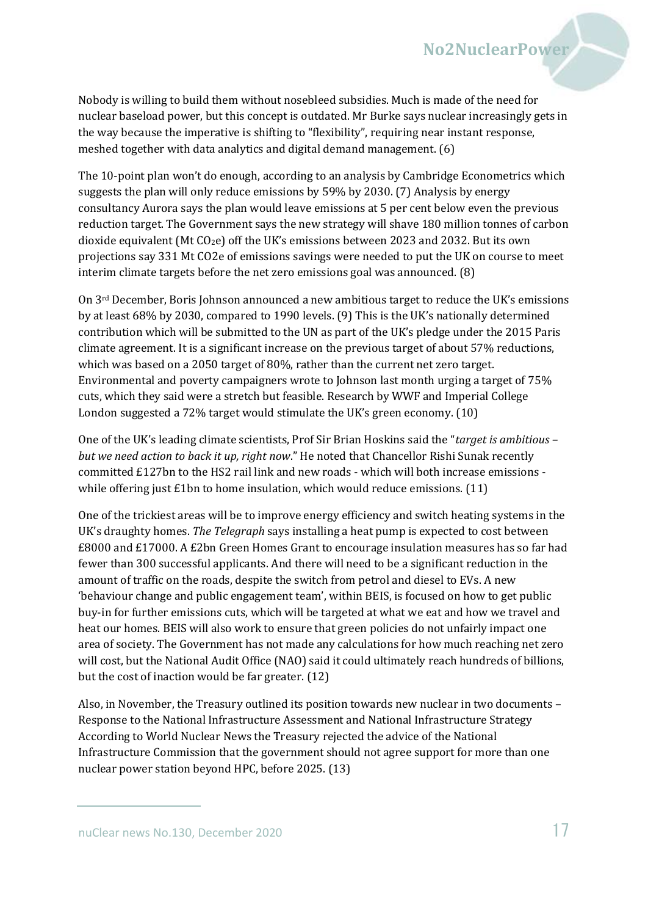Nobody is willing to build them without nosebleed subsidies. Much is made of the need for nuclear baseload power, but this concept is outdated. Mr Burke says nuclear increasingly gets in the way because the imperative is shifting to "flexibility", requiring near instant response, meshed together with data analytics and digital demand management. (6)

The 10-point plan won't do enough, according to an analysis by Cambridge Econometrics which suggests the plan will only reduce emissions by 59% by 2030. (7) Analysis by energy consultancy Aurora says the plan would leave emissions at 5 per cent below even the previous reduction target. The Government says the new strategy will shave 180 million tonnes of carbon dioxide equivalent (Mt $CO_2e$) off the UK's emissions between 2023 and 2032. But its own projections say 331 Mt CO2e of emissions savings were needed to put the UK on course to meet interim climate targets before the net zero emissions goal was announced. (8)

On 3rd December, Boris Johnson announced a new ambitious target to reduce the UK's emissions by at least 68% by 2030, compared to 1990 levels. (9) This is the UK's nationally determined contribution which will be submitted to the UN as part of the UK's pledge under the 2015 Paris climate agreement. It is a significant increase on the previous target of about 57% reductions, which was based on a 2050 target of 80%, rather than the current net zero target. Environmental and poverty campaigners wrote to Johnson last month urging a target of 75% cuts, which they said were a stretch but feasible. Research by WWF and Imperial College London suggested a 72% target would stimulate the UK's green economy. (10)

One of the UK's leading climate scientists, Prof Sir Brian Hoskins said the "*target is ambitious – but we need action to back it up, right now*." He noted that Chancellor Rishi Sunak recently committed £127bn to the HS2 rail link and new roads - which will both increase emissions - while offering just £1bn to home insulation, which would reduce emissions. (11)

One of the trickiest areas will be to improve energy efficiency and switch heating systems in the UK's draughty homes. *The Telegraph* says installing a heat pump is expected to cost between £8000 and £17000. A £2bn Green Homes Grant to encourage insulation measures has so far had fewer than 300 successful applicants. And there will need to be a significant reduction in the amount of traffic on the roads, despite the switch from petrol and diesel to EVs. A new 'behaviour change and public engagement team', within BEIS, is focused on how to get public buy-in for further emissions cuts, which will be targeted at what we eat and how we travel and heat our homes. BEIS will also work to ensure that green policies do not unfairly impact one area of society. The Government has not made any calculations for how much reaching net zero will cost, but the National Audit Office (NAO) said it could ultimately reach hundreds of billions, but the cost of inaction would be far greater. (12)

Also, in November, the Treasury outlined its position towards new nuclear in two documents – Response to the National Infrastructure Assessment and National Infrastructure Strategy According to World Nuclear News the Treasury rejected the advice of the National Infrastructure Commission that the government should not agree support for more than one nuclear power station beyond HPC, before 2025. (13)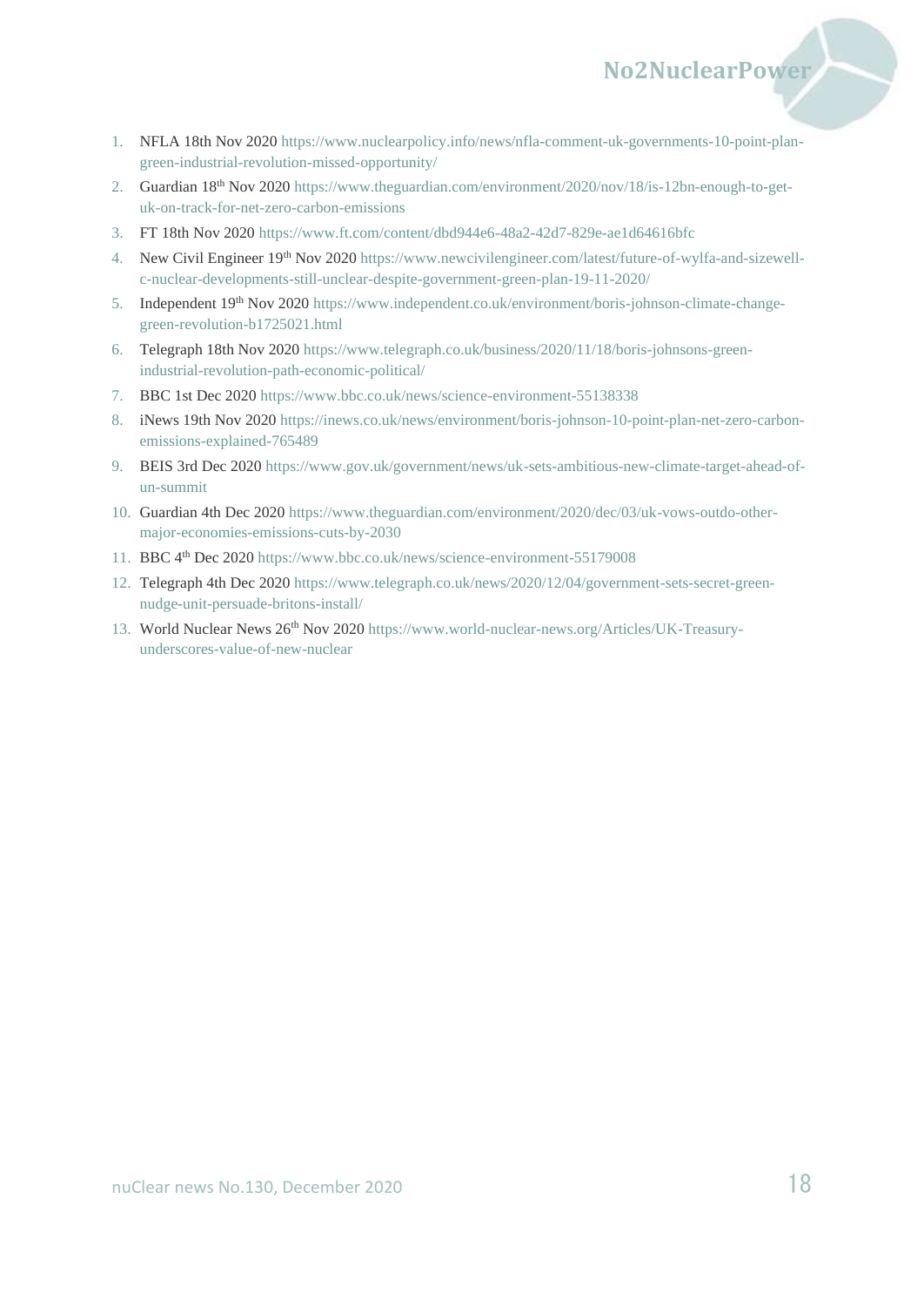1. NFLA 18th Nov 2020 https://www.nuclearpolicy.info/news/nfla-comment-uk-governments-10-point-plan-green-industrial-revolution-missed-opportunity/
2. Guardian 18th Nov 2020 https://www.theguardian.com/environment/2020/nov/18/is-12bn-enough-to-get-uk-on-track-for-net-zero-carbon-emissions
3. FT 18th Nov 2020 https://www.ft.com/content/dbd944e6-48a2-42d7-829e-ae1d64616bfc
4. New Civil Engineer 19th Nov 2020 https://www.newcivilengineer.com/latest/future-of-wylfa-and-sizewell-c-nuclear-developments-still-unclear-despite-government-green-plan-19-11-2020/
5. Independent 19th Nov 2020 https://www.independent.co.uk/environment/boris-johnson-climate-change-green-revolution-b1725021.html
6. Telegraph 18th Nov 2020 https://www.telegraph.co.uk/business/2020/11/18/boris-johnsons-green-industrial-revolution-path-economic-political/
7. BBC 1st Dec 2020 https://www.bbc.co.uk/news/science-environment-55138338
8. iNews 19th Nov 2020 https://inews.co.uk/news/environment/boris-johnson-10-point-plan-net-zero-carbon-emissions-explained-765489
9. BEIS 3rd Dec 2020 https://www.gov.uk/government/news/uk-sets-ambitious-new-climate-target-ahead-of-un-summit
10. Guardian 4th Dec 2020 https://www.theguardian.com/environment/2020/dec/03/uk-vows-outdo-other-major-economies-emissions-cuts-by-2030
11. BBC 4th Dec 2020 https://www.bbc.co.uk/news/science-environment-55179008
12. Telegraph 4th Dec 2020 https://www.telegraph.co.uk/news/2020/12/04/government-sets-secret-green-nudge-unit-persuade-britons-install/
13. World Nuclear News 26th Nov 2020 https://www.world-nuclear-news.org/Articles/UK-Treasury-underscores-value-of-new-nuclear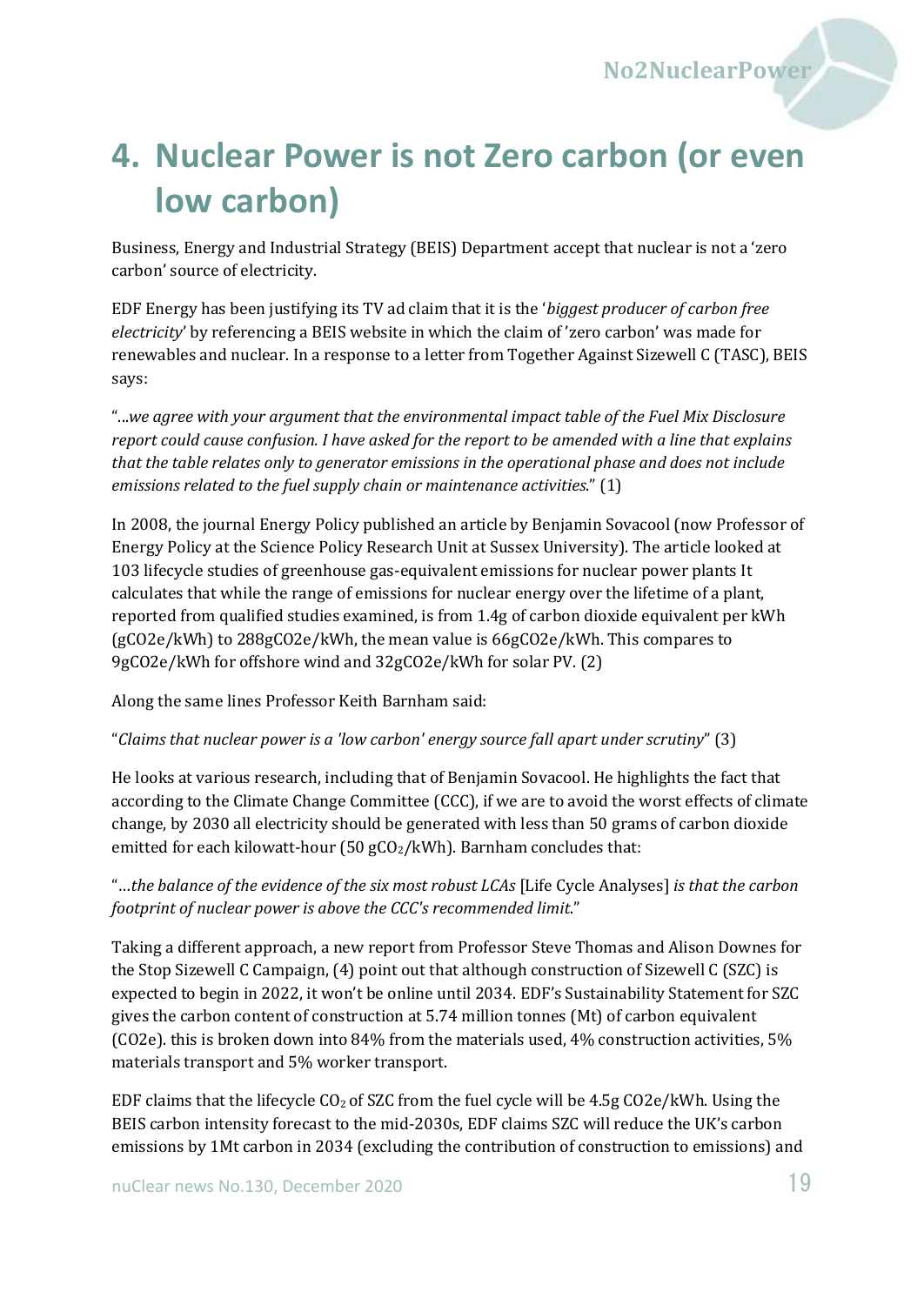# 4. Nuclear Power is not Zero carbon (or even low carbon)

Business, Energy and Industrial Strategy (BEIS) Department accept that nuclear is not a 'zero carbon' source of electricity.

EDF Energy has been justifying its TV ad claim that it is the '*biggest producer of carbon free electricity*' by referencing a BEIS website in which the claim of 'zero carbon' was made for renewables and nuclear. In a response to a letter from Together Against Sizewell C (TASC), BEIS says:

"*…we agree with your argument that the environmental impact table of the Fuel Mix Disclosure report could cause confusion. I have asked for the report to be amended with a line that explains that the table relates only to generator emissions in the operational phase and does not include emissions related to the fuel supply chain or maintenance activities.*" (1)

In 2008, the journal Energy Policy published an article by Benjamin Sovacool (now Professor of Energy Policy at the Science Policy Research Unit at Sussex University). The article looked at 103 lifecycle studies of greenhouse gas-equivalent emissions for nuclear power plants It calculates that while the range of emissions for nuclear energy over the lifetime of a plant, reported from qualified studies examined, is from 1.4g of carbon dioxide equivalent per kWh (gCO2e/kWh) to 288gCO2e/kWh, the mean value is 66gCO2e/kWh. This compares to 9gCO2e/kWh for offshore wind and 32gCO2e/kWh for solar PV. (2)

Along the same lines Professor Keith Barnham said:

"*Claims that nuclear power is a 'low carbon' energy source fall apart under scrutiny*" (3)

He looks at various research, including that of Benjamin Sovacool. He highlights the fact that according to the Climate Change Committee (CCC), if we are to avoid the worst effects of climate change, by 2030 all electricity should be generated with less than 50 grams of carbon dioxide emitted for each kilowatt-hour (50 $gCO_2$/kWh). Barnham concludes that:

"*…the balance of the evidence of the six most robust LCAs* [Life Cycle Analyses] *is that the carbon footprint of nuclear power is above the CCC's recommended limit.*"

Taking a different approach, a new report from Professor Steve Thomas and Alison Downes for the Stop Sizewell C Campaign, (4) point out that although construction of Sizewell C (SZC) is expected to begin in 2022, it won't be online until 2034. EDF's Sustainability Statement for SZC gives the carbon content of construction at 5.74 million tonnes (Mt) of carbon equivalent (CO2e). this is broken down into 84% from the materials used, 4% construction activities, 5% materials transport and 5% worker transport.

EDF claims that the lifecycle $CO_2$ of SZC from the fuel cycle will be 4.5g CO2e/kWh. Using the BEIS carbon intensity forecast to the mid-2030s, EDF claims SZC will reduce the UK's carbon emissions by 1Mt carbon in 2034 (excluding the contribution of construction to emissions) and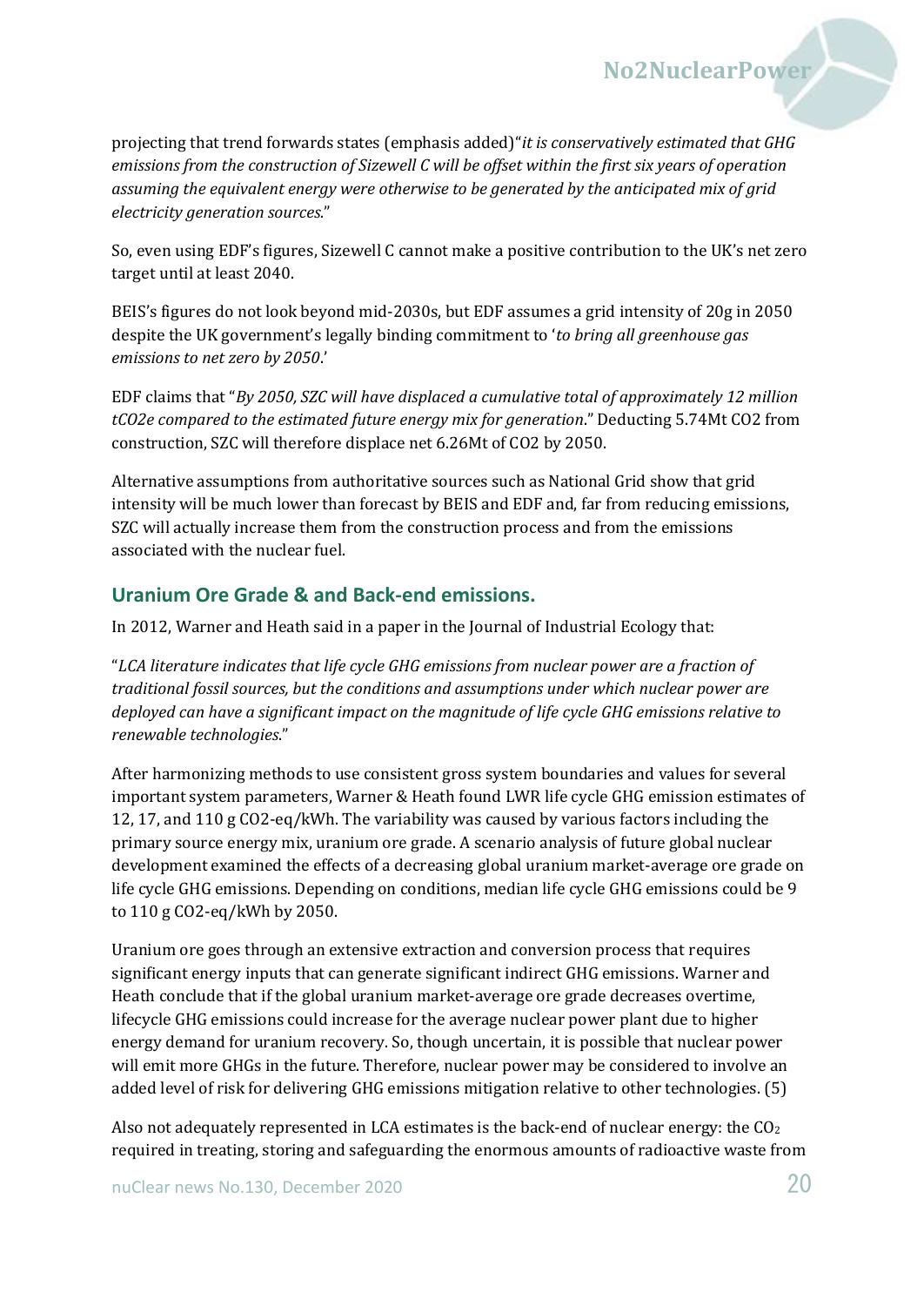projecting that trend forwards states (emphasis added)"*it is conservatively estimated that GHG emissions from the construction of Sizewell C will be offset within the first six years of operation assuming the equivalent energy were otherwise to be generated by the anticipated mix of grid electricity generation sources.*"

So, even using EDF's figures, Sizewell C cannot make a positive contribution to the UK's net zero target until at least 2040.

BEIS's figures do not look beyond mid-2030s, but EDF assumes a grid intensity of 20g in 2050 despite the UK government's legally binding commitment to '*to bring all greenhouse gas emissions to net zero by 2050*.'

EDF claims that "*By 2050, SZC will have displaced a cumulative total of approximately 12 million tCO2e compared to the estimated future energy mix for generation*." Deducting 5.74Mt CO2 from construction, SZC will therefore displace net 6.26Mt of CO2 by 2050.

Alternative assumptions from authoritative sources such as National Grid show that grid intensity will be much lower than forecast by BEIS and EDF and, far from reducing emissions, SZC will actually increase them from the construction process and from the emissions associated with the nuclear fuel.

## Uranium Ore Grade & and Back-end emissions.

In 2012, Warner and Heath said in a paper in the Journal of Industrial Ecology that:

"*LCA literature indicates that life cycle GHG emissions from nuclear power are a fraction of traditional fossil sources, but the conditions and assumptions under which nuclear power are deployed can have a significant impact on the magnitude of life cycle GHG emissions relative to renewable technologies*."

After harmonizing methods to use consistent gross system boundaries and values for several important system parameters, Warner & Heath found LWR life cycle GHG emission estimates of 12, 17, and 110 g CO2-eq/kWh. The variability was caused by various factors including the primary source energy mix, uranium ore grade. A scenario analysis of future global nuclear development examined the effects of a decreasing global uranium market-average ore grade on life cycle GHG emissions. Depending on conditions, median life cycle GHG emissions could be 9 to 110 g CO2-eq/kWh by 2050.

Uranium ore goes through an extensive extraction and conversion process that requires significant energy inputs that can generate significant indirect GHG emissions. Warner and Heath conclude that if the global uranium market-average ore grade decreases overtime, lifecycle GHG emissions could increase for the average nuclear power plant due to higher energy demand for uranium recovery. So, though uncertain, it is possible that nuclear power will emit more GHGs in the future. Therefore, nuclear power may be considered to involve an added level of risk for delivering GHG emissions mitigation relative to other technologies. (5)

Also not adequately represented in LCA estimates is the back-end of nuclear energy: the $CO_2$ required in treating, storing and safeguarding the enormous amounts of radioactive waste from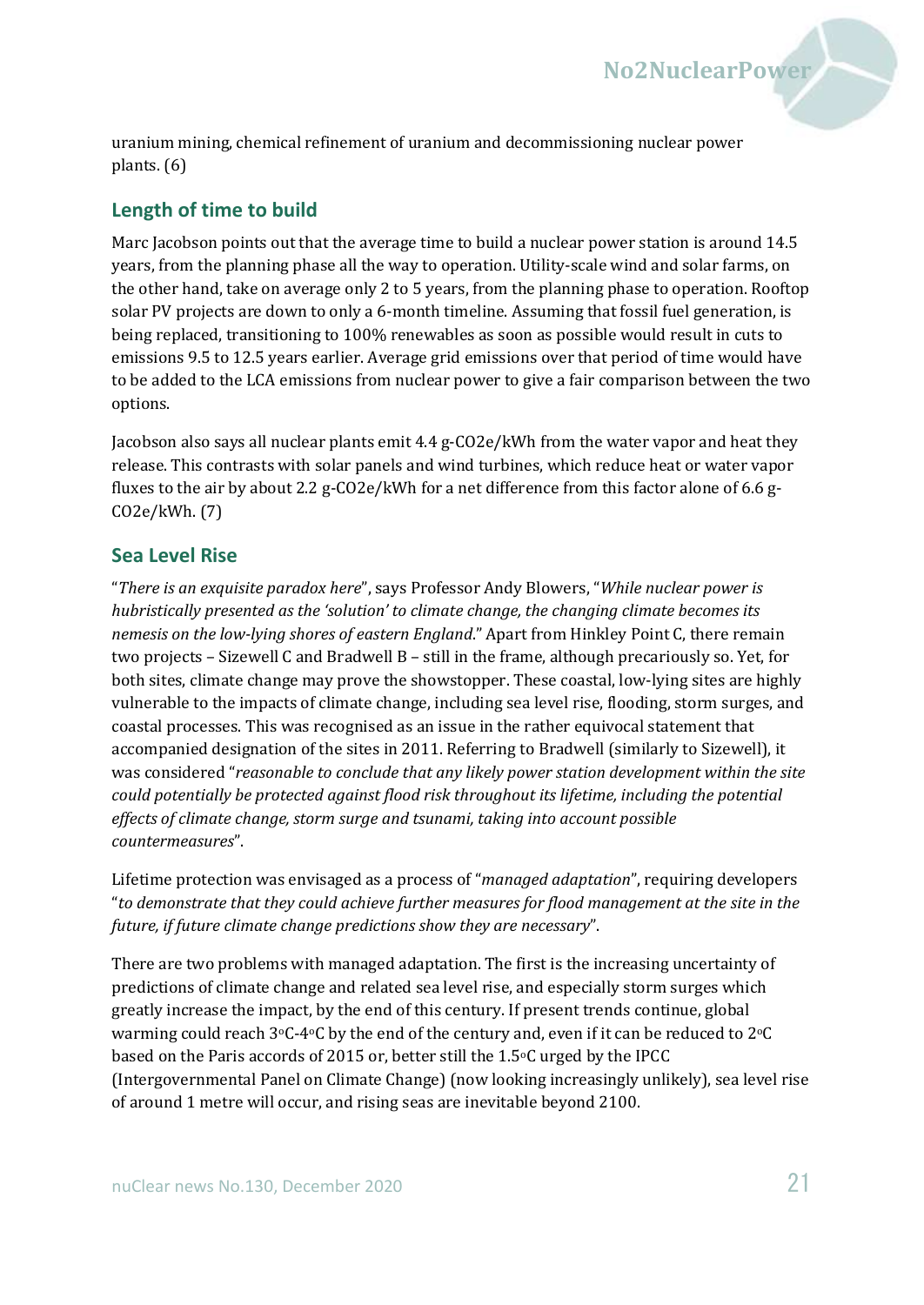uranium mining, chemical refinement of uranium and decommissioning nuclear power plants. (6)

## Length of time to build

Marc Jacobson points out that the average time to build a nuclear power station is around 14.5 years, from the planning phase all the way to operation. Utility-scale wind and solar farms, on the other hand, take on average only 2 to 5 years, from the planning phase to operation. Rooftop solar PV projects are down to only a 6-month timeline. Assuming that fossil fuel generation, is being replaced, transitioning to 100% renewables as soon as possible would result in cuts to emissions 9.5 to 12.5 years earlier. Average grid emissions over that period of time would have to be added to the LCA emissions from nuclear power to give a fair comparison between the two options.

Jacobson also says all nuclear plants emit 4.4 g-$CO_2$e/kWh from the water vapor and heat they release. This contrasts with solar panels and wind turbines, which reduce heat or water vapor fluxes to the air by about 2.2 g-$CO_2$e/kWh for a net difference from this factor alone of 6.6 g-$CO_2$e/kWh. (7)

## Sea Level Rise

"*There is an exquisite paradox here*", says Professor Andy Blowers, "*While nuclear power is hubristically presented as the 'solution' to climate change, the changing climate becomes its nemesis on the low-lying shores of eastern England*." Apart from Hinkley Point C, there remain two projects – Sizewell C and Bradwell B – still in the frame, although precariously so. Yet, for both sites, climate change may prove the showstopper. These coastal, low-lying sites are highly vulnerable to the impacts of climate change, including sea level rise, flooding, storm surges, and coastal processes. This was recognised as an issue in the rather equivocal statement that accompanied designation of the sites in 2011. Referring to Bradwell (similarly to Sizewell), it was considered "*reasonable to conclude that any likely power station development within the site could potentially be protected against flood risk throughout its lifetime, including the potential effects of climate change, storm surge and tsunami, taking into account possible countermeasures*".

Lifetime protection was envisaged as a process of "*managed adaptation*", requiring developers "*to demonstrate that they could achieve further measures for flood management at the site in the future, if future climate change predictions show they are necessary*".

There are two problems with managed adaptation. The first is the increasing uncertainty of predictions of climate change and related sea level rise, and especially storm surges which greatly increase the impact, by the end of this century. If present trends continue, global warming could reach 3°C-4°C by the end of the century and, even if it can be reduced to 2°C based on the Paris accords of 2015 or, better still the 1.5°C urged by the IPCC (Intergovernmental Panel on Climate Change) (now looking increasingly unlikely), sea level rise of around 1 metre will occur, and rising seas are inevitable beyond 2100.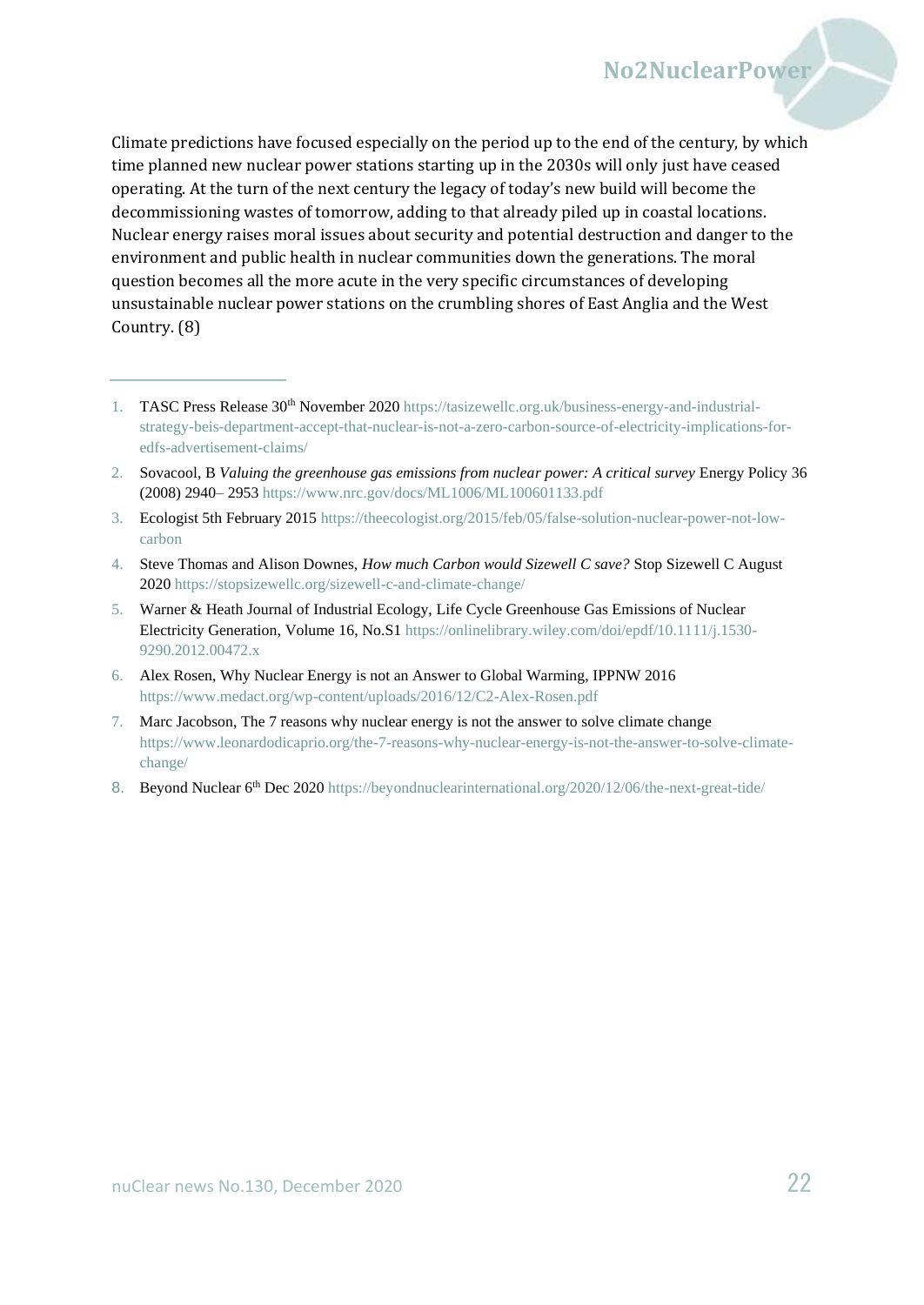Climate predictions have focused especially on the period up to the end of the century, by which time planned new nuclear power stations starting up in the 2030s will only just have ceased operating. At the turn of the next century the legacy of today's new build will become the decommissioning wastes of tomorrow, adding to that already piled up in coastal locations. Nuclear energy raises moral issues about security and potential destruction and danger to the environment and public health in nuclear communities down the generations. The moral question becomes all the more acute in the very specific circumstances of developing unsustainable nuclear power stations on the crumbling shores of East Anglia and the West Country. (8)

---

1. TASC Press Release 30th November 2020 https://tasizewellc.org.uk/business-energy-and-industrial-strategy-beis-department-accept-that-nuclear-is-not-a-zero-carbon-source-of-electricity-implications-for-edfs-advertisement-claims/
2. Sovacool, B *Valuing the greenhouse gas emissions from nuclear power: A critical survey* Energy Policy 36 (2008) 2940– 2953 https://www.nrc.gov/docs/ML1006/ML100601133.pdf
3. Ecologist 5th February 2015 https://theecologist.org/2015/feb/05/false-solution-nuclear-power-not-low-carbon
4. Steve Thomas and Alison Downes, *How much Carbon would Sizewell C save?* Stop Sizewell C August 2020 https://stopsizewellc.org/sizewell-c-and-climate-change/
5. Warner & Heath Journal of Industrial Ecology, Life Cycle Greenhouse Gas Emissions of Nuclear Electricity Generation, Volume 16, No.S1 https://onlinelibrary.wiley.com/doi/epdf/10.1111/j.1530-9290.2012.00472.x
6. Alex Rosen, Why Nuclear Energy is not an Answer to Global Warming, IPPNW 2016 https://www.medact.org/wp-content/uploads/2016/12/C2-Alex-Rosen.pdf
7. Marc Jacobson, The 7 reasons why nuclear energy is not the answer to solve climate change https://www.leonardodicaprio.org/the-7-reasons-why-nuclear-energy-is-not-the-answer-to-solve-climate-change/
8. Beyond Nuclear 6th Dec 2020 https://beyondnuclearinternational.org/2020/12/06/the-next-great-tide/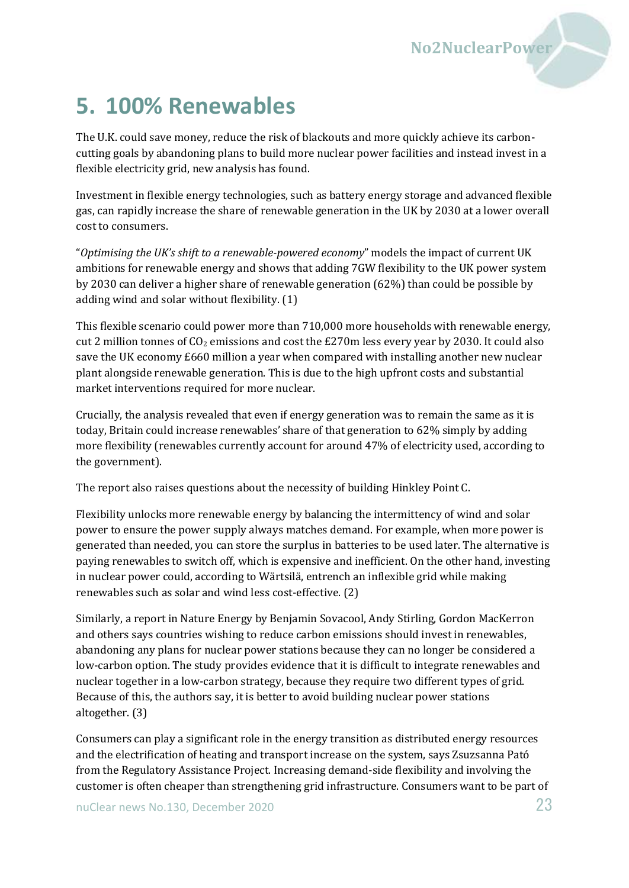# 5. 100% Renewables

The U.K. could save money, reduce the risk of blackouts and more quickly achieve its carbon-cutting goals by abandoning plans to build more nuclear power facilities and instead invest in a flexible electricity grid, new analysis has found.

Investment in flexible energy technologies, such as battery energy storage and advanced flexible gas, can rapidly increase the share of renewable generation in the UK by 2030 at a lower overall cost to consumers.

"*Optimising the UK's shift to a renewable-powered economy*" models the impact of current UK ambitions for renewable energy and shows that adding 7GW flexibility to the UK power system by 2030 can deliver a higher share of renewable generation (62%) than could be possible by adding wind and solar without flexibility. (1)

This flexible scenario could power more than 710,000 more households with renewable energy, cut 2 million tonnes of $CO_2$ emissions and cost the £270m less every year by 2030. It could also save the UK economy £660 million a year when compared with installing another new nuclear plant alongside renewable generation. This is due to the high upfront costs and substantial market interventions required for more nuclear.

Crucially, the analysis revealed that even if energy generation was to remain the same as it is today, Britain could increase renewables' share of that generation to 62% simply by adding more flexibility (renewables currently account for around 47% of electricity used, according to the government).

The report also raises questions about the necessity of building Hinkley Point C.

Flexibility unlocks more renewable energy by balancing the intermittency of wind and solar power to ensure the power supply always matches demand. For example, when more power is generated than needed, you can store the surplus in batteries to be used later. The alternative is paying renewables to switch off, which is expensive and inefficient. On the other hand, investing in nuclear power could, according to Wärtsilä, entrench an inflexible grid while making renewables such as solar and wind less cost-effective. (2)

Similarly, a report in Nature Energy by Benjamin Sovacool, Andy Stirling, Gordon MacKerron and others says countries wishing to reduce carbon emissions should invest in renewables, abandoning any plans for nuclear power stations because they can no longer be considered a low-carbon option. The study provides evidence that it is difficult to integrate renewables and nuclear together in a low-carbon strategy, because they require two different types of grid. Because of this, the authors say, it is better to avoid building nuclear power stations altogether. (3)

Consumers can play a significant role in the energy transition as distributed energy resources and the electrification of heating and transport increase on the system, says Zsuzsanna Pató from the Regulatory Assistance Project. Increasing demand-side flexibility and involving the customer is often cheaper than strengthening grid infrastructure. Consumers want to be part of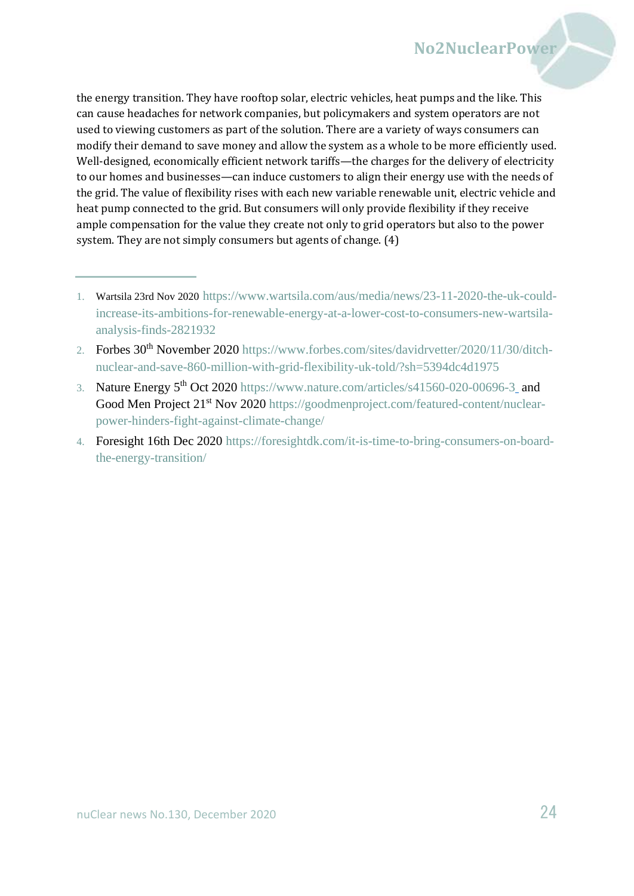the energy transition. They have rooftop solar, electric vehicles, heat pumps and the like. This can cause headaches for network companies, but policymakers and system operators are not used to viewing customers as part of the solution. There are a variety of ways consumers can modify their demand to save money and allow the system as a whole to be more efficiently used. Well-designed, economically efficient network tariffs—the charges for the delivery of electricity to our homes and businesses—can induce customers to align their energy use with the needs of the grid. The value of flexibility rises with each new variable renewable unit, electric vehicle and heat pump connected to the grid. But consumers will only provide flexibility if they receive ample compensation for the value they create not only to grid operators but also to the power system. They are not simply consumers but agents of change. (4)

---

1. Wartsila 23rd Nov 2020 https://www.wartsila.com/aus/media/news/23-11-2020-the-uk-could-increase-its-ambitions-for-renewable-energy-at-a-lower-cost-to-consumers-new-wartsila-analysis-finds-2821932
2. Forbes 30th November 2020 https://www.forbes.com/sites/davidrvetter/2020/11/30/ditch-nuclear-and-save-860-million-with-grid-flexibility-uk-told/?sh=5394dc4d1975
3. Nature Energy 5th Oct 2020 https://www.nature.com/articles/s41560-020-00696-3 and Good Men Project 21st Nov 2020 https://goodmenproject.com/featured-content/nuclear-power-hinders-fight-against-climate-change/
4. Foresight 16th Dec 2020 https://foresightdk.com/it-is-time-to-bring-consumers-on-board-the-energy-transition/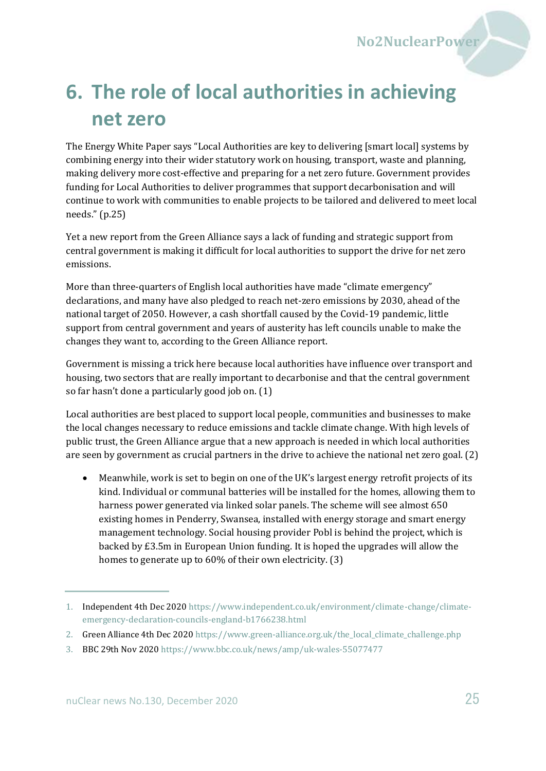# 6. The role of local authorities in achieving net zero

The Energy White Paper says "Local Authorities are key to delivering [smart local] systems by combining energy into their wider statutory work on housing, transport, waste and planning, making delivery more cost-effective and preparing for a net zero future. Government provides funding for Local Authorities to deliver programmes that support decarbonisation and will continue to work with communities to enable projects to be tailored and delivered to meet local needs." (p.25)

Yet a new report from the Green Alliance says a lack of funding and strategic support from central government is making it difficult for local authorities to support the drive for net zero emissions.

More than three-quarters of English local authorities have made "climate emergency" declarations, and many have also pledged to reach net-zero emissions by 2030, ahead of the national target of 2050. However, a cash shortfall caused by the Covid-19 pandemic, little support from central government and years of austerity has left councils unable to make the changes they want to, according to the Green Alliance report.

Government is missing a trick here because local authorities have influence over transport and housing, two sectors that are really important to decarbonise and that the central government so far hasn't done a particularly good job on. (1)

Local authorities are best placed to support local people, communities and businesses to make the local changes necessary to reduce emissions and tackle climate change. With high levels of public trust, the Green Alliance argue that a new approach is needed in which local authorities are seen by government as crucial partners in the drive to achieve the national net zero goal. (2)

- Meanwhile, work is set to begin on one of the UK's largest energy retrofit projects of its kind. Individual or communal batteries will be installed for the homes, allowing them to harness power generated via linked solar panels. The scheme will see almost 650 existing homes in Penderry, Swansea, installed with energy storage and smart energy management technology. Social housing provider Pobl is behind the project, which is backed by £3.5m in European Union funding. It is hoped the upgrades will allow the homes to generate up to 60% of their own electricity. (3)

---

1. Independent 4th Dec 2020 https://www.independent.co.uk/environment/climate-change/climate-emergency-declaration-councils-england-b1766238.html
2. Green Alliance 4th Dec 2020 https://www.green-alliance.org.uk/the_local_climate_challenge.php
3. BBC 29th Nov 2020 https://www.bbc.co.uk/news/amp/uk-wales-55077477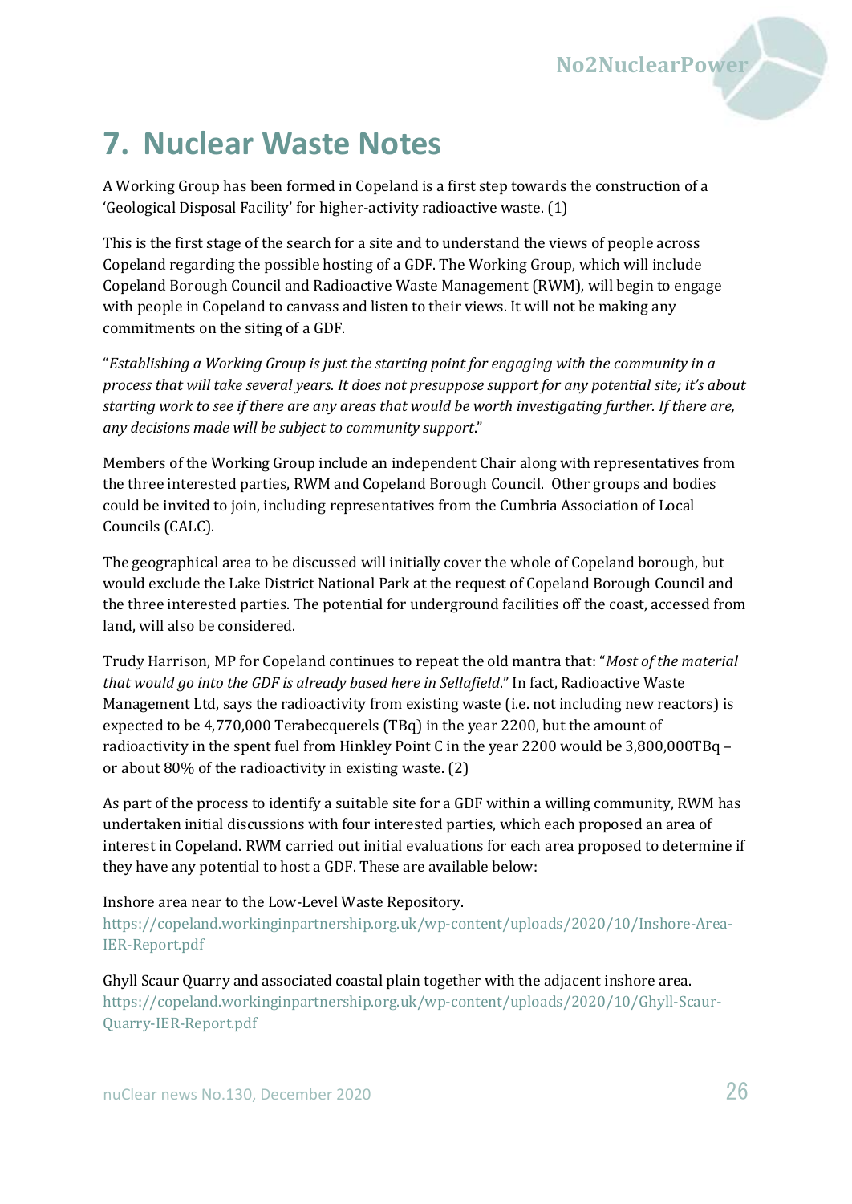# 7. Nuclear Waste Notes

A Working Group has been formed in Copeland is a first step towards the construction of a 'Geological Disposal Facility' for higher-activity radioactive waste. (1)

This is the first stage of the search for a site and to understand the views of people across Copeland regarding the possible hosting of a GDF. The Working Group, which will include Copeland Borough Council and Radioactive Waste Management (RWM), will begin to engage with people in Copeland to canvass and listen to their views. It will not be making any commitments on the siting of a GDF.

"*Establishing a Working Group is just the starting point for engaging with the community in a process that will take several years. It does not presuppose support for any potential site; it's about starting work to see if there are any areas that would be worth investigating further. If there are, any decisions made will be subject to community support*."

Members of the Working Group include an independent Chair along with representatives from the three interested parties, RWM and Copeland Borough Council. Other groups and bodies could be invited to join, including representatives from the Cumbria Association of Local Councils (CALC).

The geographical area to be discussed will initially cover the whole of Copeland borough, but would exclude the Lake District National Park at the request of Copeland Borough Council and the three interested parties. The potential for underground facilities off the coast, accessed from land, will also be considered.

Trudy Harrison, MP for Copeland continues to repeat the old mantra that: "*Most of the material that would go into the GDF is already based here in Sellafield*." In fact, Radioactive Waste Management Ltd, says the radioactivity from existing waste (i.e. not including new reactors) is expected to be 4,770,000 Terabecquerels (TBq) in the year 2200, but the amount of radioactivity in the spent fuel from Hinkley Point C in the year 2200 would be 3,800,000TBq – or about 80% of the radioactivity in existing waste. (2)

As part of the process to identify a suitable site for a GDF within a willing community, RWM has undertaken initial discussions with four interested parties, which each proposed an area of interest in Copeland. RWM carried out initial evaluations for each area proposed to determine if they have any potential to host a GDF. These are available below:

Inshore area near to the Low-Level Waste Repository.
https://copeland.workinginpartnership.org.uk/wp-content/uploads/2020/10/Inshore-Area-IER-Report.pdf

Ghyll Scaur Quarry and associated coastal plain together with the adjacent inshore area.
https://copeland.workinginpartnership.org.uk/wp-content/uploads/2020/10/Ghyll-Scaur-Quarry-IER-Report.pdf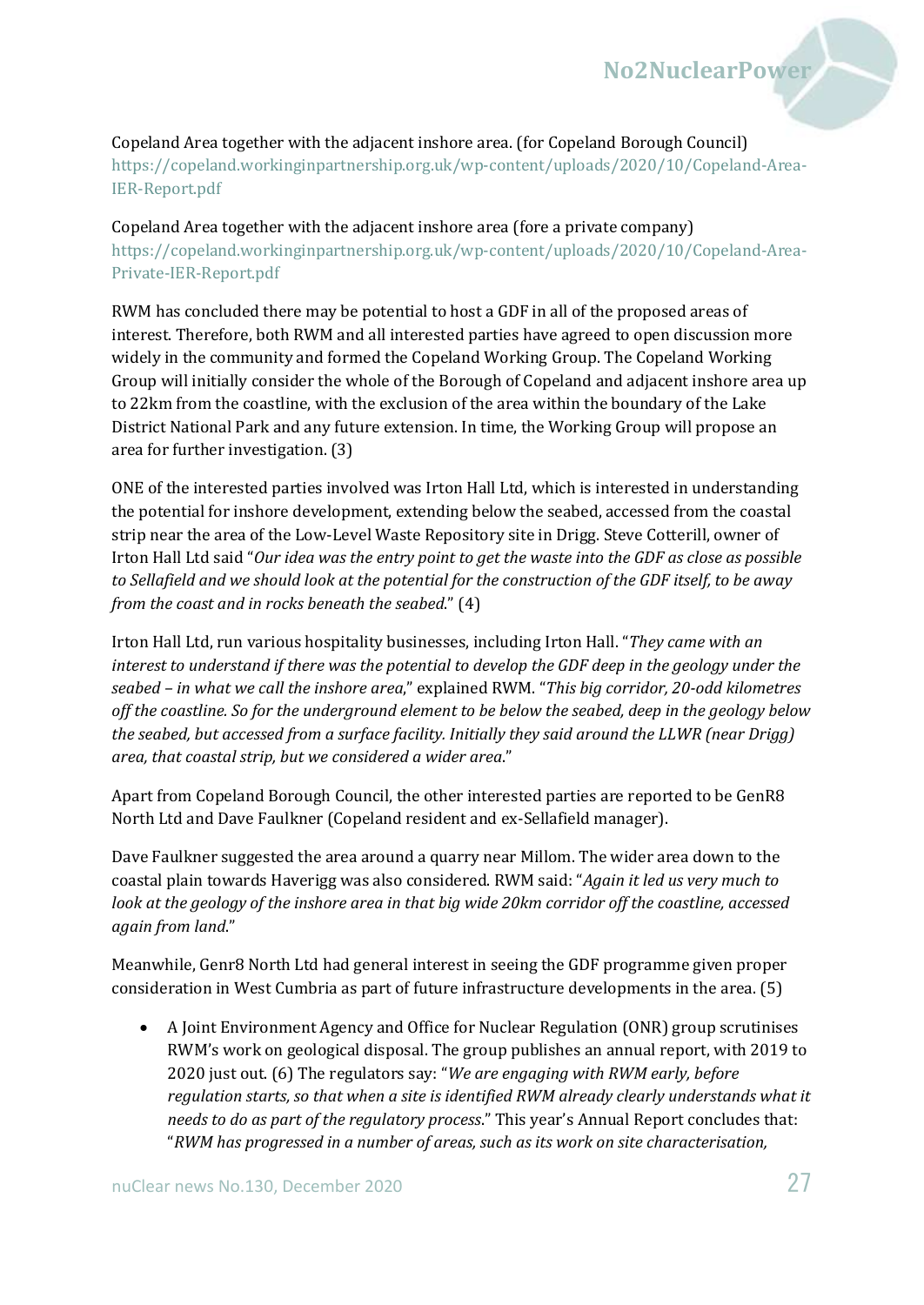Copeland Area together with the adjacent inshore area. (for Copeland Borough Council)
https://copeland.workinginpartnership.org.uk/wp-content/uploads/2020/10/Copeland-Area-IER-Report.pdf

Copeland Area together with the adjacent inshore area (fore a private company)
https://copeland.workinginpartnership.org.uk/wp-content/uploads/2020/10/Copeland-Area-Private-IER-Report.pdf

RWM has concluded there may be potential to host a GDF in all of the proposed areas of interest. Therefore, both RWM and all interested parties have agreed to open discussion more widely in the community and formed the Copeland Working Group. The Copeland Working Group will initially consider the whole of the Borough of Copeland and adjacent inshore area up to 22km from the coastline, with the exclusion of the area within the boundary of the Lake District National Park and any future extension. In time, the Working Group will propose an area for further investigation. (3)

ONE of the interested parties involved was Irton Hall Ltd, which is interested in understanding the potential for inshore development, extending below the seabed, accessed from the coastal strip near the area of the Low-Level Waste Repository site in Drigg. Steve Cotterill, owner of Irton Hall Ltd said "*Our idea was the entry point to get the waste into the GDF as close as possible to Sellafield and we should look at the potential for the construction of the GDF itself, to be away from the coast and in rocks beneath the seabed*." (4)

Irton Hall Ltd, run various hospitality businesses, including Irton Hall. "*They came with an interest to understand if there was the potential to develop the GDF deep in the geology under the seabed – in what we call the inshore area*," explained RWM. "*This big corridor, 20-odd kilometres off the coastline. So for the underground element to be below the seabed, deep in the geology below the seabed, but accessed from a surface facility. Initially they said around the LLWR (near Drigg) area, that coastal strip, but we considered a wider area*."

Apart from Copeland Borough Council, the other interested parties are reported to be GenR8 North Ltd and Dave Faulkner (Copeland resident and ex-Sellafield manager).

Dave Faulkner suggested the area around a quarry near Millom. The wider area down to the coastal plain towards Haverigg was also considered. RWM said: "*Again it led us very much to look at the geology of the inshore area in that big wide 20km corridor off the coastline, accessed again from land*."

Meanwhile, Genr8 North Ltd had general interest in seeing the GDF programme given proper consideration in West Cumbria as part of future infrastructure developments in the area. (5)

- A Joint Environment Agency and Office for Nuclear Regulation (ONR) group scrutinises RWM's work on geological disposal. The group publishes an annual report, with 2019 to 2020 just out. (6) The regulators say: "*We are engaging with RWM early, before regulation starts, so that when a site is identified RWM already clearly understands what it needs to do as part of the regulatory process*." This year's Annual Report concludes that: "*RWM has progressed in a number of areas, such as its work on site characterisation,*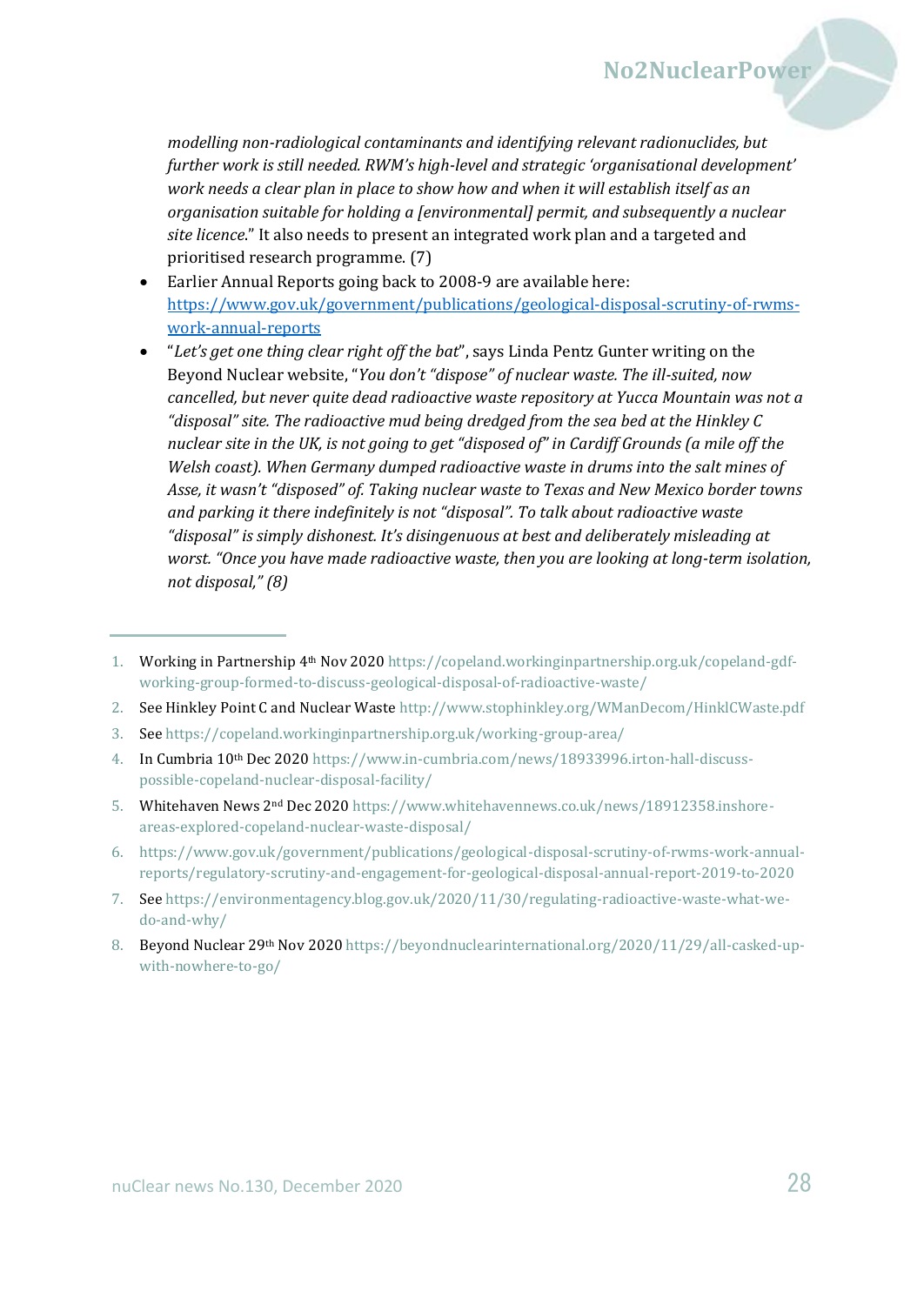*modelling non-radiological contaminants and identifying relevant radionuclides, but further work is still needed. RWM's high-level and strategic 'organisational development' work needs a clear plan in place to show how and when it will establish itself as an organisation suitable for holding a [environmental] permit, and subsequently a nuclear site licence*." It also needs to present an integrated work plan and a targeted and prioritised research programme. (7)

- Earlier Annual Reports going back to 2008-9 are available here: https://www.gov.uk/government/publications/geological-disposal-scrutiny-of-rwms-work-annual-reports
- "*Let's get one thing clear right off the bat*", says Linda Pentz Gunter writing on the Beyond Nuclear website, "*You don't "dispose" of nuclear waste. The ill-suited, now cancelled, but never quite dead radioactive waste repository at Yucca Mountain was not a "disposal" site. The radioactive mud being dredged from the sea bed at the Hinkley C nuclear site in the UK, is not going to get "disposed of" in Cardiff Grounds (a mile off the Welsh coast). When Germany dumped radioactive waste in drums into the salt mines of Asse, it wasn't "disposed" of. Taking nuclear waste to Texas and New Mexico border towns and parking it there indefinitely is not "disposal". To talk about radioactive waste "disposal" is simply dishonest. It's disingenuous at best and deliberately misleading at worst. "Once you have made radioactive waste, then you are looking at long-term isolation, not disposal," (8)*

---

1. Working in Partnership 4th Nov 2020 https://copeland.workinginpartnership.org.uk/copeland-gdf-working-group-formed-to-discuss-geological-disposal-of-radioactive-waste/
2. See Hinkley Point C and Nuclear Waste http://www.stophinkley.org/WManDecom/HinklCWaste.pdf
3. See https://copeland.workinginpartnership.org.uk/working-group-area/
4. In Cumbria 10th Dec 2020 https://www.in-cumbria.com/news/18933996.irton-hall-discuss-possible-copeland-nuclear-disposal-facility/
5. Whitehaven News 2nd Dec 2020 https://www.whitehavennews.co.uk/news/18912358.inshore-areas-explored-copeland-nuclear-waste-disposal/
6. https://www.gov.uk/government/publications/geological-disposal-scrutiny-of-rwms-work-annual-reports/regulatory-scrutiny-and-engagement-for-geological-disposal-annual-report-2019-to-2020
7. See https://environmentagency.blog.gov.uk/2020/11/30/regulating-radioactive-waste-what-we-do-and-why/
8. Beyond Nuclear 29th Nov 2020 https://beyondnuclearinternational.org/2020/11/29/all-casked-up-with-nowhere-to-go/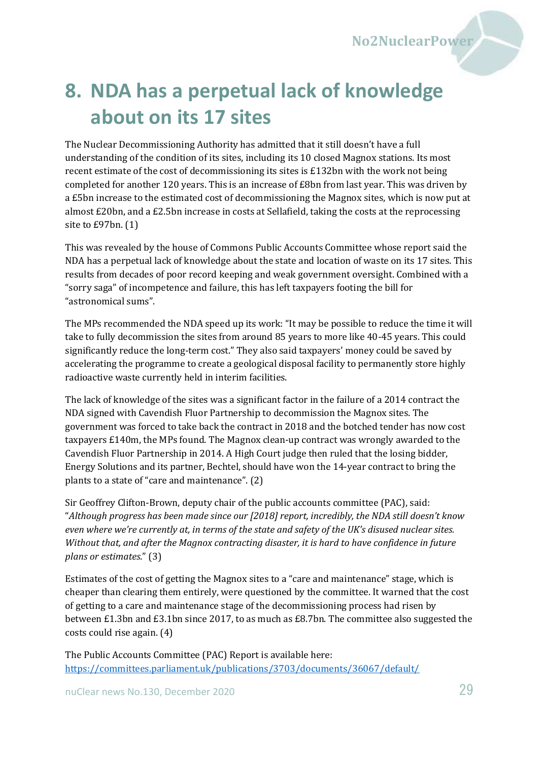# 8. NDA has a perpetual lack of knowledge about on its 17 sites

The Nuclear Decommissioning Authority has admitted that it still doesn't have a full understanding of the condition of its sites, including its 10 closed Magnox stations. Its most recent estimate of the cost of decommissioning its sites is £132bn with the work not being completed for another 120 years. This is an increase of £8bn from last year. This was driven by a £5bn increase to the estimated cost of decommissioning the Magnox sites, which is now put at almost £20bn, and a £2.5bn increase in costs at Sellafield, taking the costs at the reprocessing site to £97bn. (1)

This was revealed by the house of Commons Public Accounts Committee whose report said the NDA has a perpetual lack of knowledge about the state and location of waste on its 17 sites. This results from decades of poor record keeping and weak government oversight. Combined with a "sorry saga" of incompetence and failure, this has left taxpayers footing the bill for "astronomical sums".

The MPs recommended the NDA speed up its work: "It may be possible to reduce the time it will take to fully decommission the sites from around 85 years to more like 40-45 years. This could significantly reduce the long-term cost." They also said taxpayers' money could be saved by accelerating the programme to create a geological disposal facility to permanently store highly radioactive waste currently held in interim facilities.

The lack of knowledge of the sites was a significant factor in the failure of a 2014 contract the NDA signed with Cavendish Fluor Partnership to decommission the Magnox sites. The government was forced to take back the contract in 2018 and the botched tender has now cost taxpayers £140m, the MPs found. The Magnox clean-up contract was wrongly awarded to the Cavendish Fluor Partnership in 2014. A High Court judge then ruled that the losing bidder, Energy Solutions and its partner, Bechtel, should have won the 14-year contract to bring the plants to a state of "care and maintenance". (2)

Sir Geoffrey Clifton-Brown, deputy chair of the public accounts committee (PAC), said: "*Although progress has been made since our [2018] report, incredibly, the NDA still doesn't know even where we're currently at, in terms of the state and safety of the UK's disused nuclear sites. Without that, and after the Magnox contracting disaster, it is hard to have confidence in future plans or estimates*." (3)

Estimates of the cost of getting the Magnox sites to a "care and maintenance" stage, which is cheaper than clearing them entirely, were questioned by the committee. It warned that the cost of getting to a care and maintenance stage of the decommissioning process had risen by between £1.3bn and £3.1bn since 2017, to as much as £8.7bn. The committee also suggested the costs could rise again. (4)

The Public Accounts Committee (PAC) Report is available here: [https://committees.parliament.uk/publications/3703/documents/36067/default/](https://committees.parliament.uk/publications/3703/documents/36067/default/)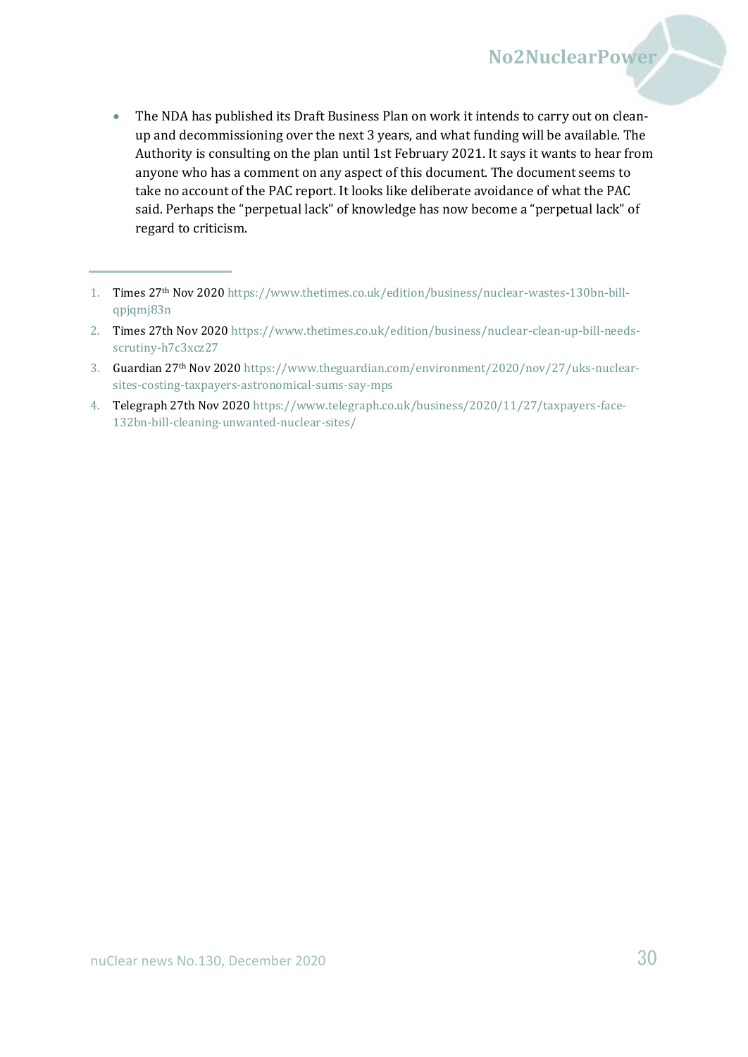- The NDA has published its Draft Business Plan on work it intends to carry out on clean-up and decommissioning over the next 3 years, and what funding will be available. The Authority is consulting on the plan until 1st February 2021. It says it wants to hear from anyone who has a comment on any aspect of this document. The document seems to take no account of the PAC report. It looks like deliberate avoidance of what the PAC said. Perhaps the "perpetual lack" of knowledge has now become a "perpetual lack" of regard to criticism.

---

1. Times 27th Nov 2020 https://www.thetimes.co.uk/edition/business/nuclear-wastes-130bn-bill-qpjqmj83n
2. Times 27th Nov 2020 https://www.thetimes.co.uk/edition/business/nuclear-clean-up-bill-needs-scrutiny-h7c3xcz27
3. Guardian 27th Nov 2020 https://www.theguardian.com/environment/2020/nov/27/uks-nuclear-sites-costing-taxpayers-astronomical-sums-say-mps
4. Telegraph 27th Nov 2020 https://www.telegraph.co.uk/business/2020/11/27/taxpayers-face-132bn-bill-cleaning-unwanted-nuclear-sites/